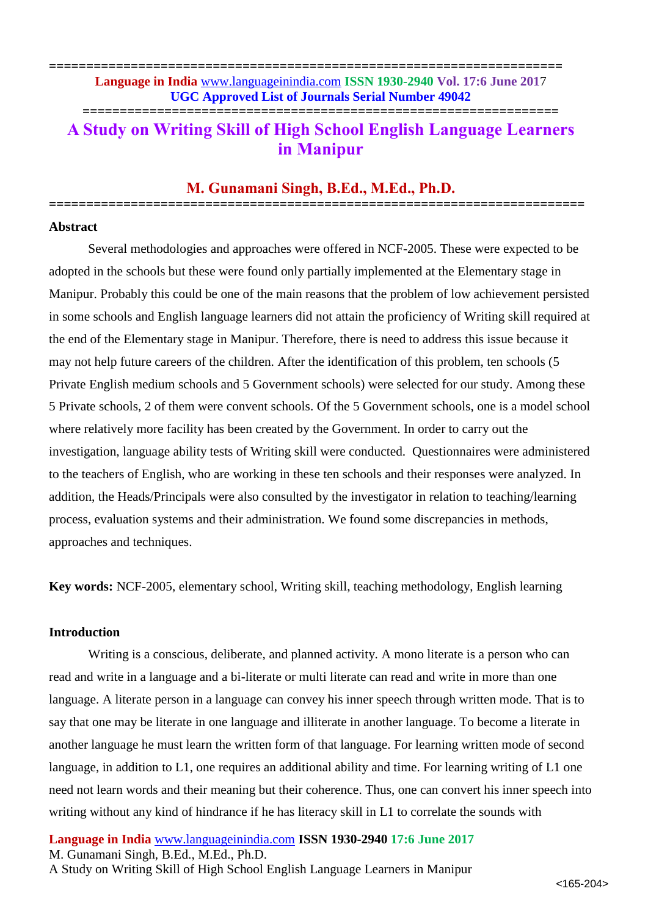# A Study on Writing Skill of High School English Language Learners in Manipur

## M. Gunamani Singh, B.Ed., M.Ed., Ph.D.

### Abstract

Several methodologies and approaches were offered in NCF-2005. These were expected to be adopted in the schools but these were found only partially implemented at the Elementary stage in Manipur. Probably this could be one of the main reasons that the problem of low achievement persisted in some schools and English language learners did not attain the proficiency of Writing skill required at the end of the Elementary stage in Manipur. Therefore, there is need to address this issue because it may not help future careers of the children. After the identification of this problem, ten schools (5 Private English medium schools and 5 Government schools) were selected for our study. Among these 5 Private schools, 2 of them were convent schools. Of the 5 Government schools, one is a model school where relatively more facility has been created by the Government. In order to carry out the investigation, language ability tests of Writing skill were conducted. Questionnaires were administered to the teachers of English, who are working in these ten schools and their responses were analyzed. In addition, the Heads/Principals were also consulted by the investigator in relation to teaching/learning process, evaluation systems and their administration. We found some discrepancies in methods, approaches and techniques.

**Key words:** NCF-2005, elementary school, Writing skill, teaching methodology, English learning

### Introduction

Writing is a conscious, deliberate, and planned activity. A mono literate is a person who can read and write in a language and a bi-literate or multi literate can read and write in more than one language. A literate person in a language can convey his inner speech through written mode. That is to say that one may be literate in one language and illiterate in another language. To become a literate in another language he must learn the written form of that language. For learning written mode of second language, in addition to L1, one requires an additional ability and time. For learning writing of L1 one need not learn words and their meaning but their coherence. Thus, one can convert his inner speech into writing without any kind of hindrance if he has literacy skill in L1 to correlate the sounds with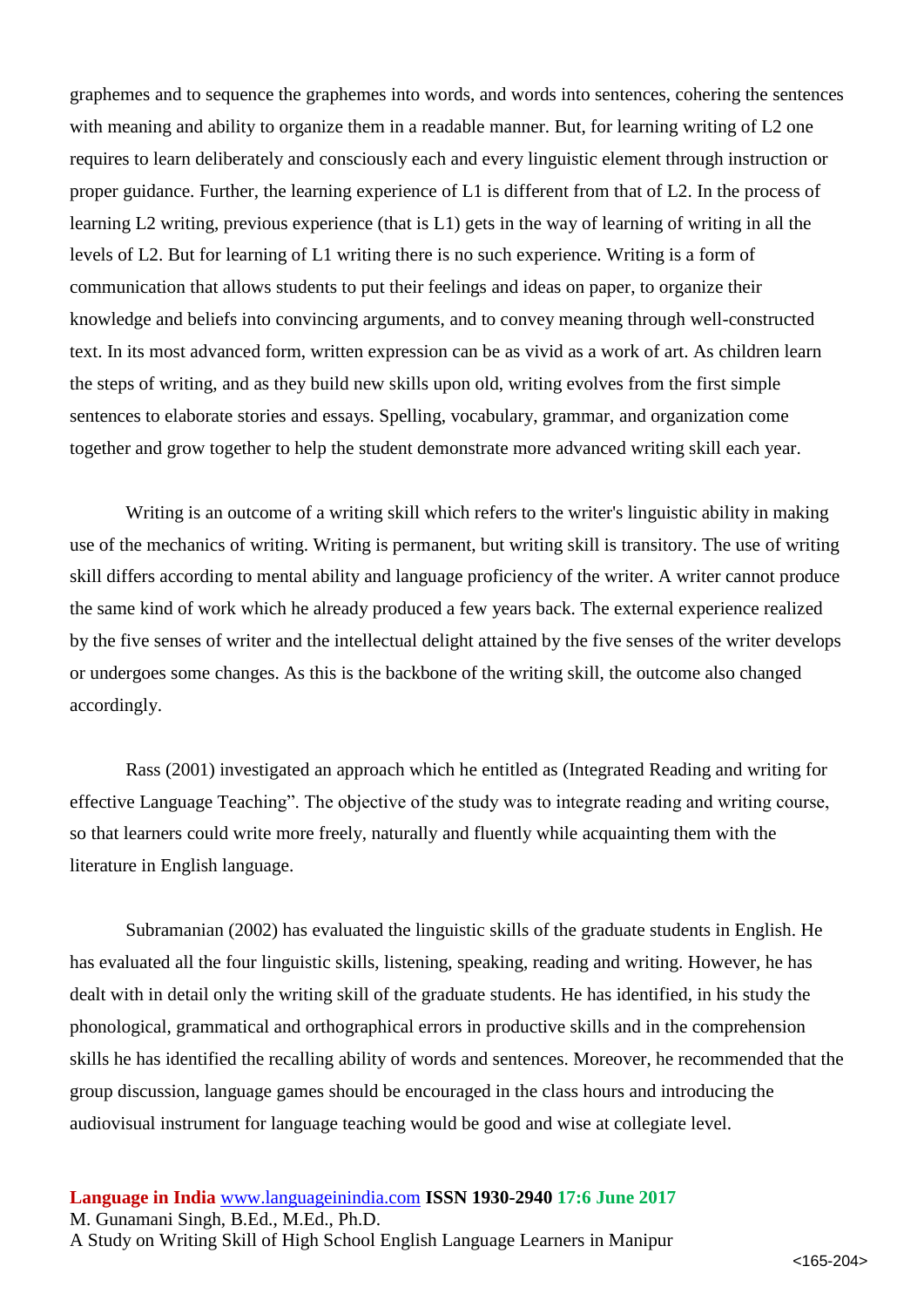graphemes and to sequence the graphemes into words, and words into sentences, cohering the sentences with meaning and ability to organize them in a readable manner. But, for learning writing of L2 one requires to learn deliberately and consciously each and every linguistic element through instruction or proper guidance. Further, the learning experience of L1 is different from that of L2. In the process of learning L2 writing, previous experience (that is L1) gets in the way of learning of writing in all the levels of L2. But for learning of L1 writing there is no such experience. Writing is a form of communication that allows students to put their feelings and ideas on paper, to organize their knowledge and beliefs into convincing arguments, and to convey meaning through well-constructed text. In its most advanced form, written expression can be as vivid as a work of art. As children learn the steps of writing, and as they build new skills upon old, writing evolves from the first simple sentences to elaborate stories and essays. Spelling, vocabulary, grammar, and organization come together and grow together to help the student demonstrate more advanced writing skill each year.

Writing is an outcome of a writing skill which refers to the writer's linguistic ability in making use of the mechanics of writing. Writing is permanent, but writing skill is transitory. The use of writing skill differs according to mental ability and language proficiency of the writer. A writer cannot produce the same kind of work which he already produced a few years back. The external experience realized by the five senses of writer and the intellectual delight attained by the five senses of the writer develops or undergoes some changes. As this is the backbone of the writing skill, the outcome also changed accordingly.

Rass (2001) investigated an approach which he entitled as (Integrated Reading and writing for effective Language Teaching". The objective of the study was to integrate reading and writing course, so that learners could write more freely, naturally and fluently while acquainting them with the literature in English language.

Subramanian (2002) has evaluated the linguistic skills of the graduate students in English. He has evaluated all the four linguistic skills, listening, speaking, reading and writing. However, he has dealt with in detail only the writing skill of the graduate students. He has identified, in his study the phonological, grammatical and orthographical errors in productive skills and in the comprehension skills he has identified the recalling ability of words and sentences. Moreover, he recommended that the group discussion, language games should be encouraged in the class hours and introducing the audiovisual instrument for language teaching would be good and wise at collegiate level.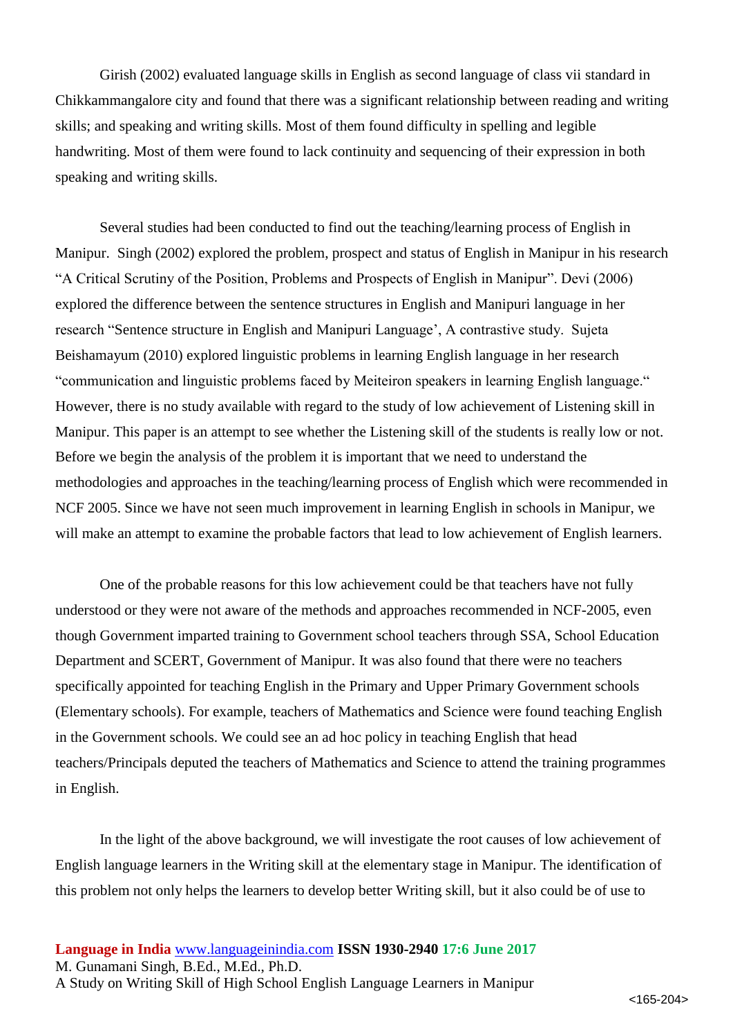Girish (2002) evaluated language skills in English as second language of class vii standard in Chikkammangalore city and found that there was a significant relationship between reading and writing skills; and speaking and writing skills. Most of them found difficulty in spelling and legible handwriting. Most of them were found to lack continuity and sequencing of their expression in both speaking and writing skills.

Several studies had been conducted to find out the teaching/learning process of English in Manipur. Singh (2002) explored the problem, prospect and status of English in Manipur in his research "A Critical Scrutiny of the Position, Problems and Prospects of English in Manipur". Devi (2006) explored the difference between the sentence structures in English and Manipuri language in her research "Sentence structure in English and Manipuri Language', A contrastive study. Sujeta Beishamayum (2010) explored linguistic problems in learning English language in her research "communication and linguistic problems faced by Meiteiron speakers in learning English language." However, there is no study available with regard to the study of low achievement of Listening skill in Manipur. This paper is an attempt to see whether the Listening skill of the students is really low or not. Before we begin the analysis of the problem it is important that we need to understand the methodologies and approaches in the teaching/learning process of English which were recommended in NCF 2005. Since we have not seen much improvement in learning English in schools in Manipur, we will make an attempt to examine the probable factors that lead to low achievement of English learners.

One of the probable reasons for this low achievement could be that teachers have not fully understood or they were not aware of the methods and approaches recommended in NCF-2005, even though Government imparted training to Government school teachers through SSA, School Education Department and SCERT, Government of Manipur. It was also found that there were no teachers specifically appointed for teaching English in the Primary and Upper Primary Government schools (Elementary schools). For example, teachers of Mathematics and Science were found teaching English in the Government schools. We could see an ad hoc policy in teaching English that head teachers/Principals deputed the teachers of Mathematics and Science to attend the training programmes in English.

In the light of the above background, we will investigate the root causes of low achievement of English language learners in the Writing skill at the elementary stage in Manipur. The identification of this problem not only helps the learners to develop better Writing skill, but it also could be of use to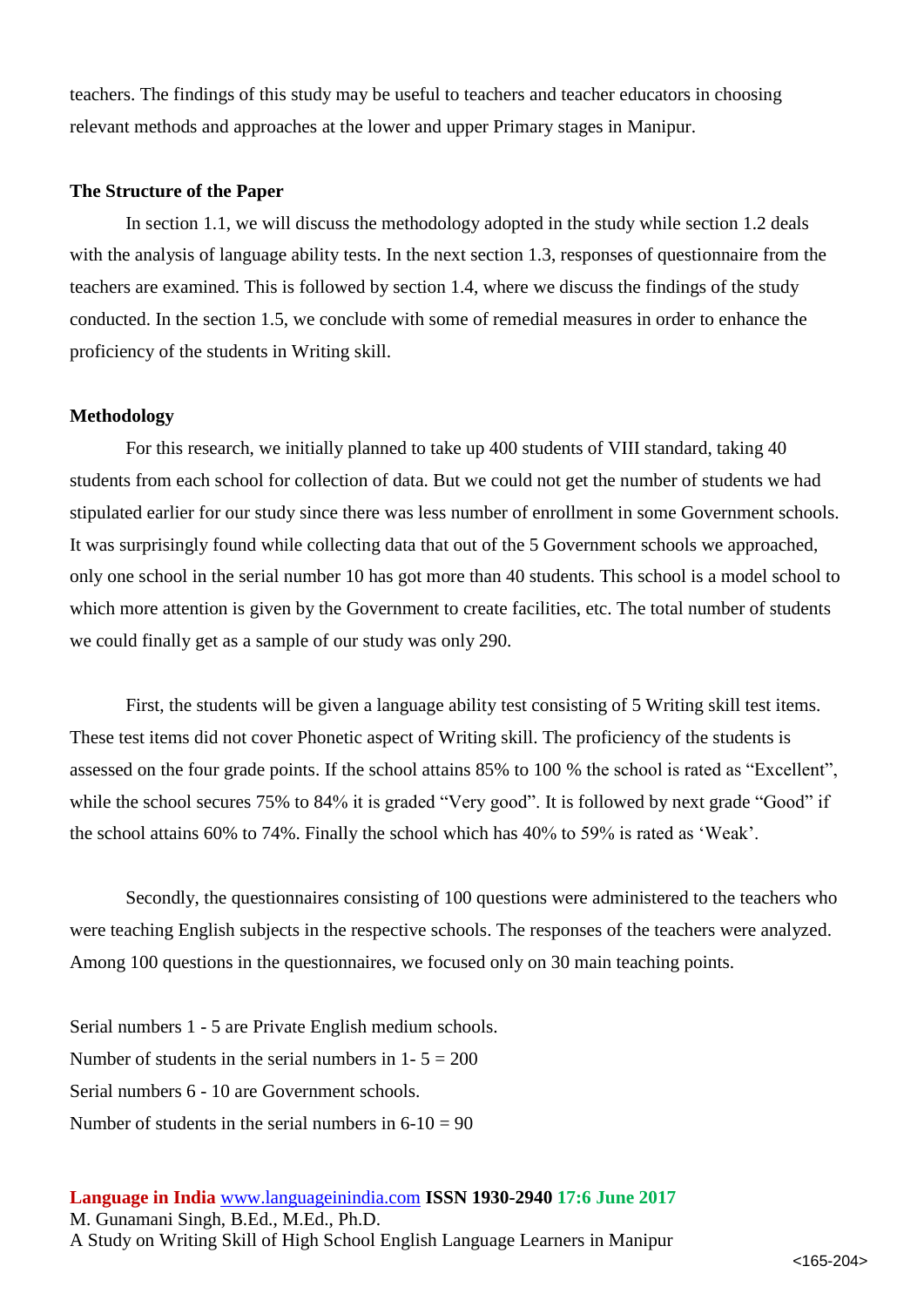teachers. The findings of this study may be useful to teachers and teacher educators in choosing relevant methods and approaches at the lower and upper Primary stages in Manipur.

**The Structure of the Paper**

In section 1.1, we will discuss the methodology adopted in the study while section 1.2 deals with the analysis of language ability tests. In the next section 1.3, responses of questionnaire from the teachers are examined. This is followed by section 1.4, where we discuss the findings of the study conducted. In the section 1.5, we conclude with some of remedial measures in order to enhance the proficiency of the students in Writing skill.

**Methodology**

For this research, we initially planned to take up 400 students of VIII standard, taking 40 students from each school for collection of data. But we could not get the number of students we had stipulated earlier for our study since there was less number of enrollment in some Government schools. It was surprisingly found while collecting data that out of the 5 Government schools we approached, only one school in the serial number 10 has got more than 40 students. This school is a model school to which more attention is given by the Government to create facilities, etc. The total number of students we could finally get as a sample of our study was only 290.

First, the students will be given a language ability test consisting of 5 Writing skill test items. These test items did not cover Phonetic aspect of Writing skill. The proficiency of the students is assessed on the four grade points. If the school attains 85% to 100 % the school is rated as "Excellent", while the school secures 75% to 84% it is graded "Very good". It is followed by next grade "Good" if the school attains 60% to 74%. Finally the school which has 40% to 59% is rated as 'Weak'.

Secondly, the questionnaires consisting of 100 questions were administered to the teachers who were teaching English subjects in the respective schools. The responses of the teachers were analyzed. Among 100 questions in the questionnaires, we focused only on 30 main teaching points.

Serial numbers 1 - 5 are Private English medium schools.
Number of students in the serial numbers in 1- 5 = 200
Serial numbers 6 - 10 are Government schools.
Number of students in the serial numbers in 6-10 = 90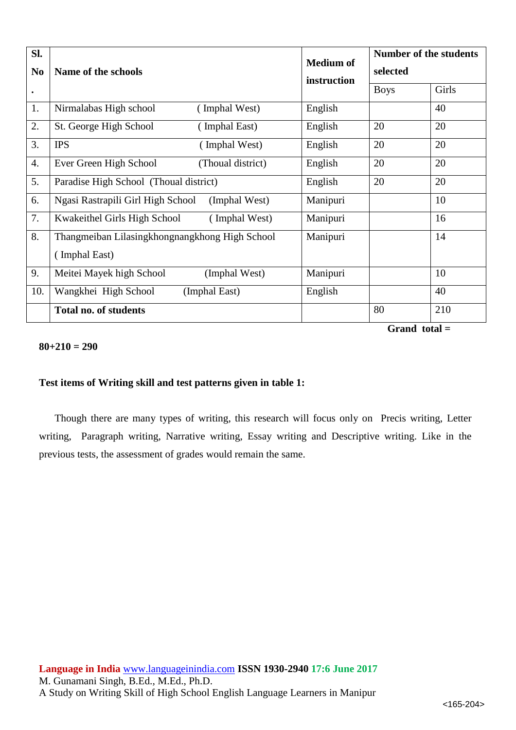| Sl. No. | Name of the schools | Medium of instruction | Number of the students selected | |
|---|---|---|---|---|
| | | | Boys | Girls |
| 1. | Nirmalabas High school ( Imphal West) | English | | 40 |
| 2. | St. George High School ( Imphal East) | English | 20 | 20 |
| 3. | IPS ( Imphal West) | English | 20 | 20 |
| 4. | Ever Green High School (Thoual district) | English | 20 | 20 |
| 5. | Paradise High School (Thoual district) | English | 20 | 20 |
| 6. | Ngasi Rastrapili Girl High School (Imphal West) | Manipuri | | 10 |
| 7. | Kwakeithel Girls High School ( Imphal West) | Manipuri | | 16 |
| 8. | Thangmeiban Lilasingkhongnangkhong High School ( Imphal East) | Manipuri | | 14 |
| 9. | Meitei Mayek high School (Imphal West) | Manipuri | | 10 |
| 10. | Wangkhei High School (Imphal East) | English | | 40 |
| | **Total no. of students** | | 80 | 210 |

**Grand total =**

**80+210 = 290**

**Test items of Writing skill and test patterns given in table 1:**

Though there are many types of writing, this research will focus only on Precis writing, Letter writing, Paragraph writing, Narrative writing, Essay writing and Descriptive writing. Like in the previous tests, the assessment of grades would remain the same.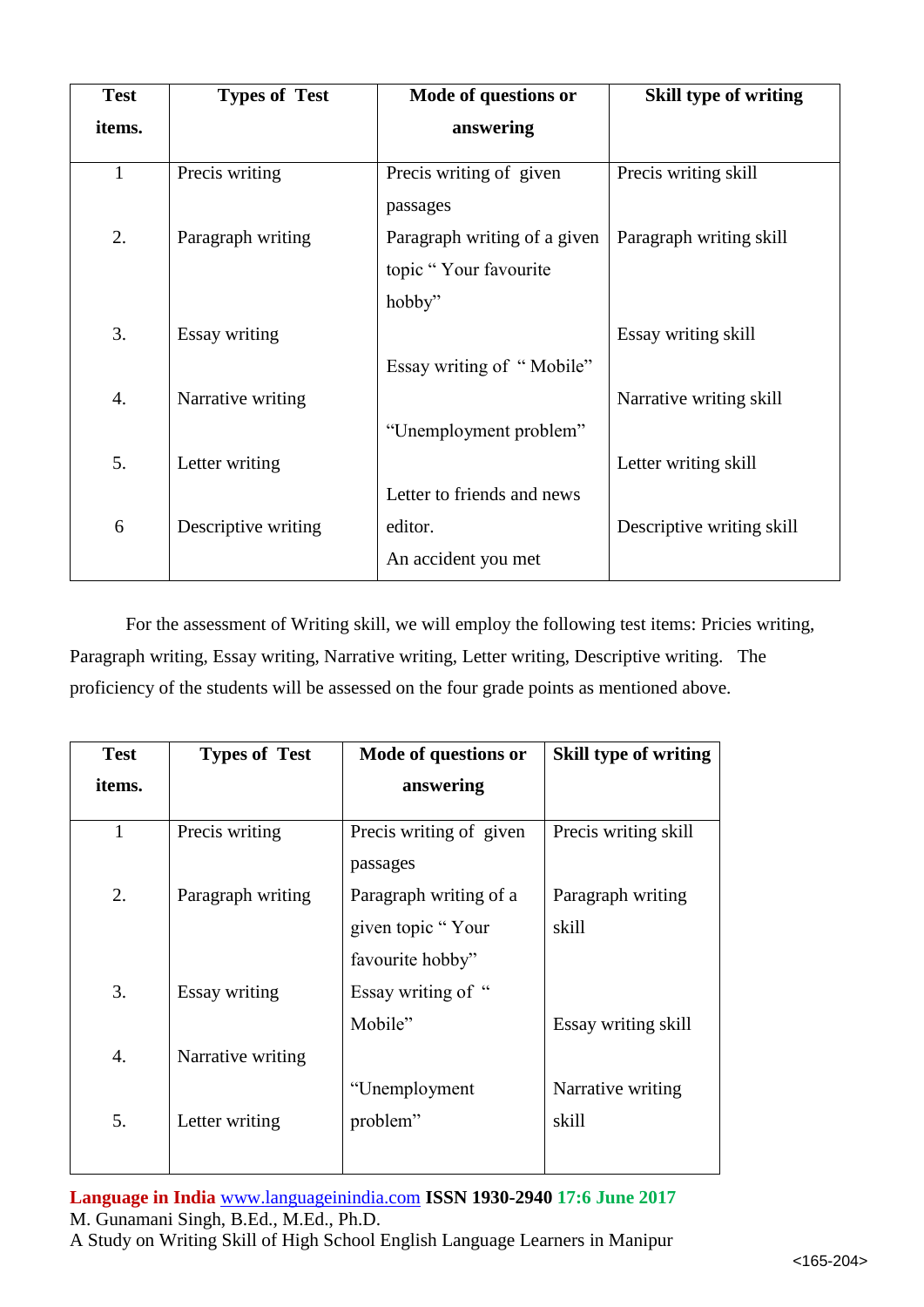| Test items. | Types of Test | Mode of questions or answering | Skill type of writing |
|---|---|---|---|
| 1 | Precis writing | Precis writing of given passages | Precis writing skill |
| 2. | Paragraph writing | Paragraph writing of a given topic " Your favourite hobby" | Paragraph writing skill |
| 3. | Essay writing | Essay writing of " Mobile" | Essay writing skill |
| 4. | Narrative writing | "Unemployment problem" | Narrative writing skill |
| 5. | Letter writing | Letter to friends and news editor. | Letter writing skill |
| 6 | Descriptive writing | An accident you met | Descriptive writing skill |

For the assessment of Writing skill, we will employ the following test items: Pricies writing, Paragraph writing, Essay writing, Narrative writing, Letter writing, Descriptive writing. The proficiency of the students will be assessed on the four grade points as mentioned above.

| Test items. | Types of Test | Mode of questions or answering | Skill type of writing |
|---|---|---|---|
| 1 | Precis writing | Precis writing of given passages | Precis writing skill |
| 2. | Paragraph writing | Paragraph writing of a given topic " Your favourite hobby" | Paragraph writing skill |
| 3. | Essay writing | Essay writing of " Mobile" | Essay writing skill |
| 4. | Narrative writing | "Unemployment problem" | Narrative writing skill |
| 5. | Letter writing | | |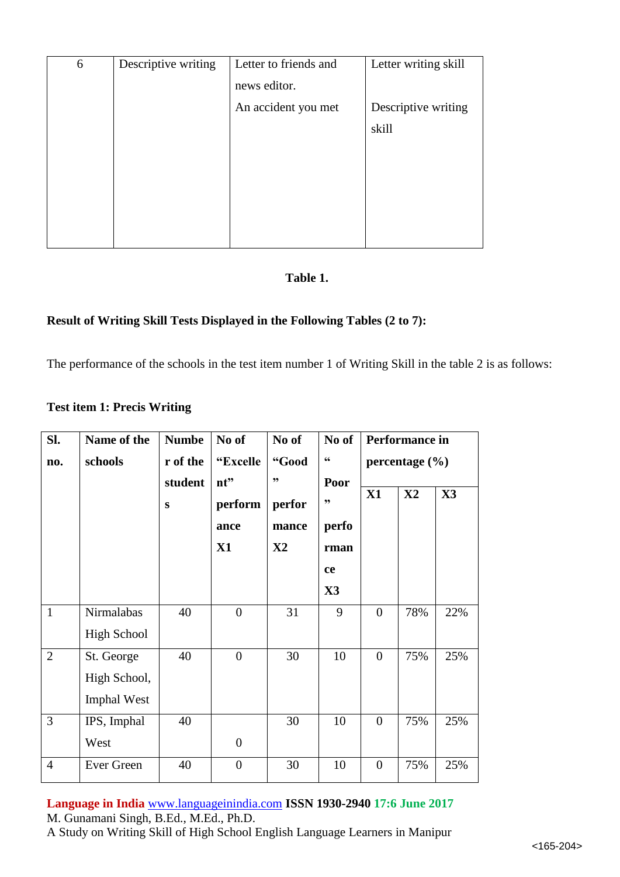| 6 | Descriptive writing | Letter to friends and news editor.<br>An accident you met | Letter writing skill<br><br>Descriptive writing skill |
|---|---|---|---|

**Table 1.**

**Result of Writing Skill Tests Displayed in the Following Tables (2 to 7):**

The performance of the schools in the test item number 1 of Writing Skill in the table 2 is as follows:

**Test item 1: Precis Writing**

| Sl. no. | Name of the schools | Number of the students | No of "Excellent" performance X1 | No of "Good" performance X2 | No of "Poor" performance X3 | Performance in percentage (%) | | |
|---|---|---|---|---|---|---|---|---|
| | | | | | | X1 | X2 | X3 |
| 1 | Nirmalabas High School | 40 | 0 | 31 | 9 | 0 | 78% | 22% |
| 2 | St. George High School, Imphal West | 40 | 0 | 30 | 10 | 0 | 75% | 25% |
| 3 | IPS, Imphal West | 40 | 0 | 30 | 10 | 0 | 75% | 25% |
| 4 | Ever Green | 40 | 0 | 30 | 10 | 0 | 75% | 25% |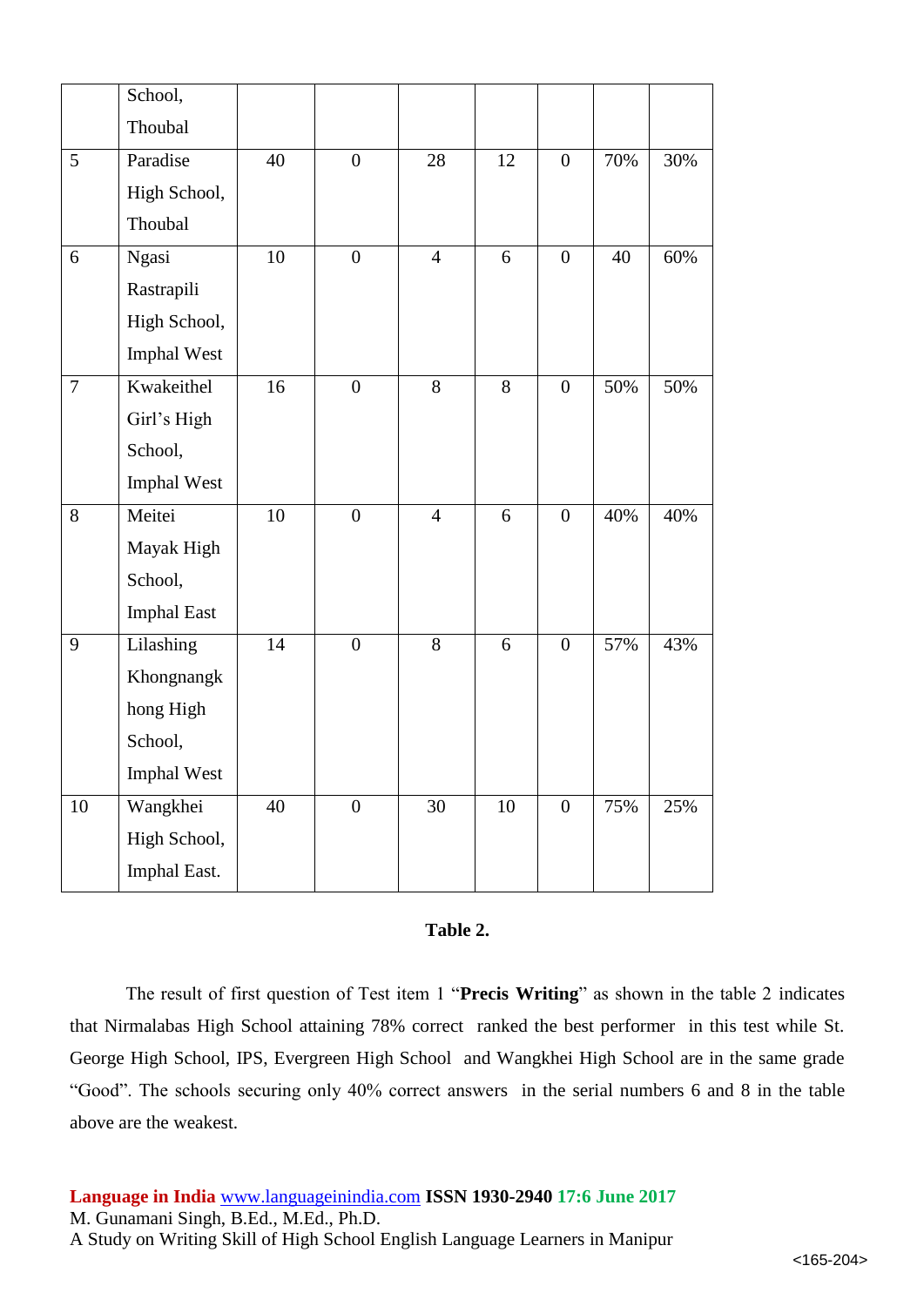|  |  |  |  |  |  |  |  |  |
|---|---|---|---|---|---|---|---|---|
|  | School, Thoubal |  |  |  |  |  |  |  |
| 5 | Paradise High School, Thoubal | 40 | 0 | 28 | 12 | 0 | 70% | 30% |
| 6 | Ngasi Rastrapili High School, Imphal West | 10 | 0 | 4 | 6 | 0 | 40 | 60% |
| 7 | Kwakeithel Girl's High School, Imphal West | 16 | 0 | 8 | 8 | 0 | 50% | 50% |
| 8 | Meitei Mayak High School, Imphal East | 10 | 0 | 4 | 6 | 0 | 40% | 40% |
| 9 | Lilashing Khongnangkhong High School, Imphal West | 14 | 0 | 8 | 6 | 0 | 57% | 43% |
| 10 | Wangkhei High School, Imphal East. | 40 | 0 | 30 | 10 | 0 | 75% | 25% |

**Table 2.**

The result of first question of Test item 1 "**Precis Writing**" as shown in the table 2 indicates that Nirmalabas High School attaining 78% correct ranked the best performer in this test while St. George High School, IPS, Evergreen High School and Wangkhei High School are in the same grade "Good". The schools securing only 40% correct answers in the serial numbers 6 and 8 in the table above are the weakest.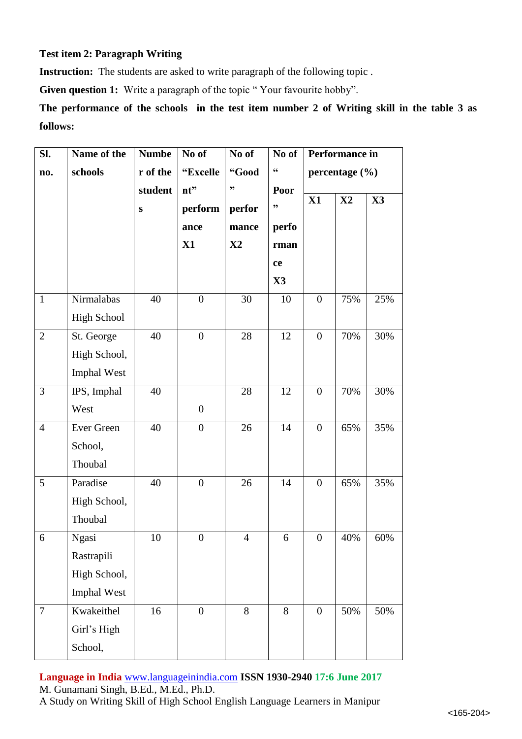**Test item 2: Paragraph Writing**

**Instruction:** The students are asked to write paragraph of the following topic .

**Given question 1:** Write a paragraph of the topic " Your favourite hobby".

**The performance of the schools in the test item number 2 of Writing skill in the table 3 as follows:**

| Sl. no. | Name of the schools | Number of the students | No of "Excellent" performance X1 | No of "Good" performance X2 | No of "Poor" performance X3 | Performance in percentage (%) | | |
|---|---|---|---|---|---|---|---|---|
| | | | | | | X1 | X2 | X3 |
| 1 | Nirmalabas High School | 40 | 0 | 30 | 10 | 0 | 75% | 25% |
| 2 | St. George High School, Imphal West | 40 | 0 | 28 | 12 | 0 | 70% | 30% |
| 3 | IPS, Imphal West | 40 | 0 | 28 | 12 | 0 | 70% | 30% |
| 4 | Ever Green School, Thoubal | 40 | 0 | 26 | 14 | 0 | 65% | 35% |
| 5 | Paradise High School, Thoubal | 40 | 0 | 26 | 14 | 0 | 65% | 35% |
| 6 | Ngasi Rastrapili High School, Imphal West | 10 | 0 | 4 | 6 | 0 | 40% | 60% |
| 7 | Kwakeithel Girl's High School, | 16 | 0 | 8 | 8 | 0 | 50% | 50% |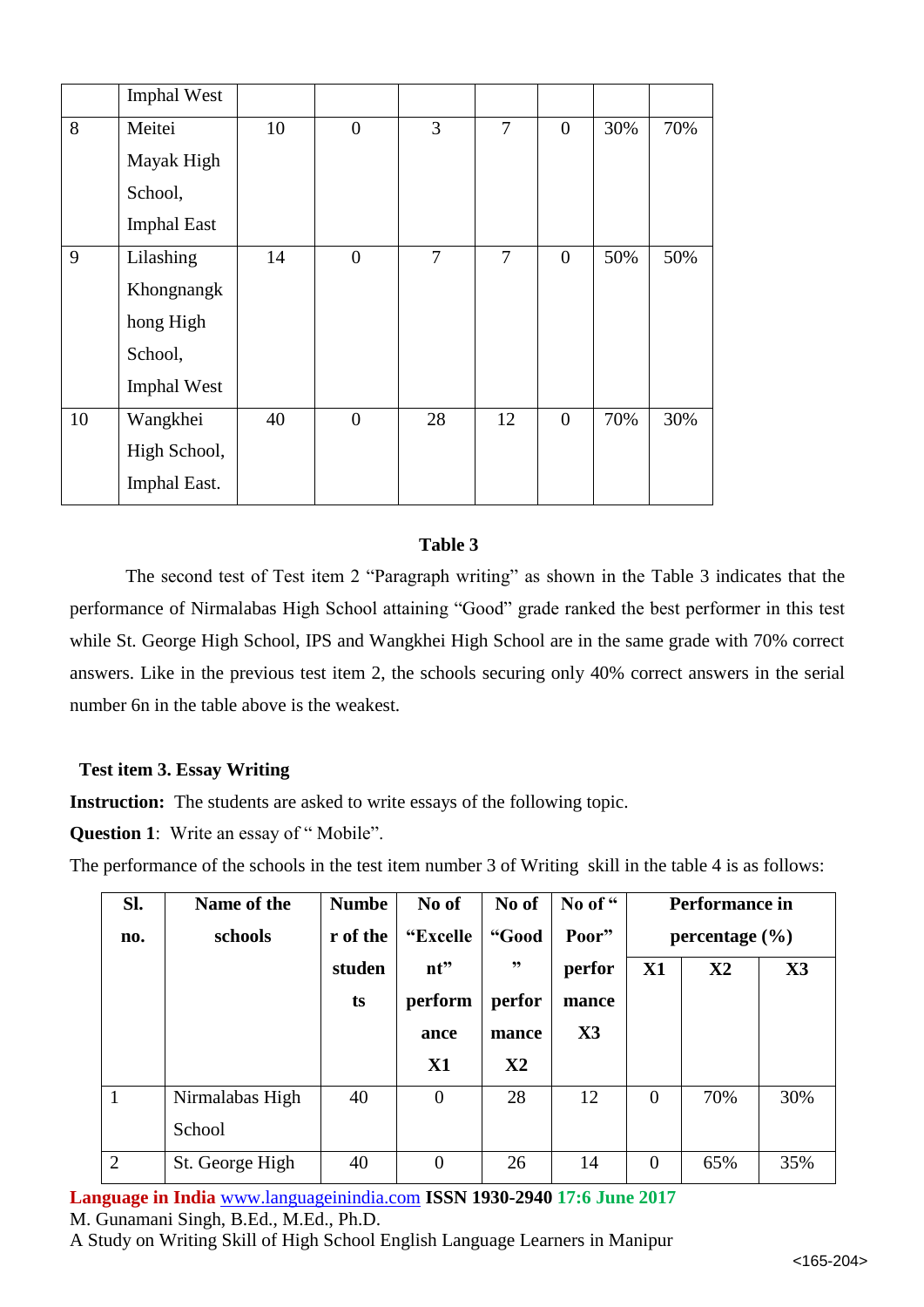|  | Imphal West |  |  |  |  |  |  |  |
|---|---|---|---|---|---|---|---|---|
| 8 | Meitei Mayak High School, Imphal East | 10 | 0 | 3 | 7 | 0 | 30% | 70% |
| 9 | Lilashing Khongnangkhong High School, Imphal West | 14 | 0 | 7 | 7 | 0 | 50% | 50% |
| 10 | Wangkhei High School, Imphal East. | 40 | 0 | 28 | 12 | 0 | 70% | 30% |

**Table 3**

The second test of Test item 2 "Paragraph writing" as shown in the Table 3 indicates that the performance of Nirmalabas High School attaining "Good" grade ranked the best performer in this test while St. George High School, IPS and Wangkhei High School are in the same grade with 70% correct answers. Like in the previous test item 2, the schools securing only 40% correct answers in the serial number 6n in the table above is the weakest.

**Test item 3. Essay Writing**

**Instruction:** The students are asked to write essays of the following topic.

**Question 1**: Write an essay of " Mobile".

The performance of the schools in the test item number 3 of Writing skill in the table 4 is as follows:

| Sl. no. | Name of the schools | Number of the students | No of "Excellent" performance X1 | No of "Good" performance X2 | No of " Poor" performance X3 | Performance in percentage (%) | | |
|---|---|---|---|---|---|---|---|---|
| | | | | | | X1 | X2 | X3 |
| 1 | Nirmalabas High School | 40 | 0 | 28 | 12 | 0 | 70% | 30% |
| 2 | St. George High | 40 | 0 | 26 | 14 | 0 | 65% | 35% |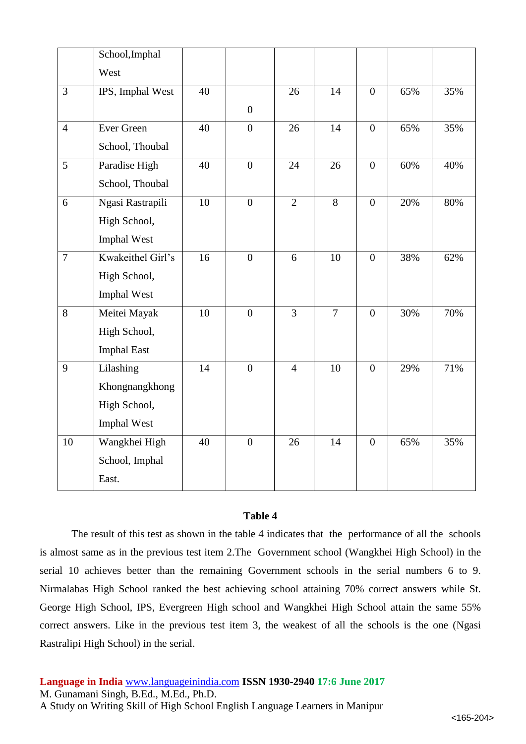|  | School,Imphal West |  |  |  |  |  |  |  |
|---|---|---|---|---|---|---|---|---|
| 3 | IPS, Imphal West | 40 | 0 | 26 | 14 | 0 | 65% | 35% |
| 4 | Ever Green School, Thoubal | 40 | 0 | 26 | 14 | 0 | 65% | 35% |
| 5 | Paradise High School, Thoubal | 40 | 0 | 24 | 26 | 0 | 60% | 40% |
| 6 | Ngasi Rastrapili High School, Imphal West | 10 | 0 | 2 | 8 | 0 | 20% | 80% |
| 7 | Kwakeithel Girl's High School, Imphal West | 16 | 0 | 6 | 10 | 0 | 38% | 62% |
| 8 | Meitei Mayak High School, Imphal East | 10 | 0 | 3 | 7 | 0 | 30% | 70% |
| 9 | Lilashing Khongnangkhong High School, Imphal West | 14 | 0 | 4 | 10 | 0 | 29% | 71% |
| 10 | Wangkhei High School, Imphal East. | 40 | 0 | 26 | 14 | 0 | 65% | 35% |

**Table 4**

The result of this test as shown in the table 4 indicates that the performance of all the schools is almost same as in the previous test item 2.The Government school (Wangkhei High School) in the serial 10 achieves better than the remaining Government schools in the serial numbers 6 to 9. Nirmalabas High School ranked the best achieving school attaining 70% correct answers while St. George High School, IPS, Evergreen High school and Wangkhei High School attain the same 55% correct answers. Like in the previous test item 3, the weakest of all the schools is the one (Ngasi Rastralipi High School) in the serial.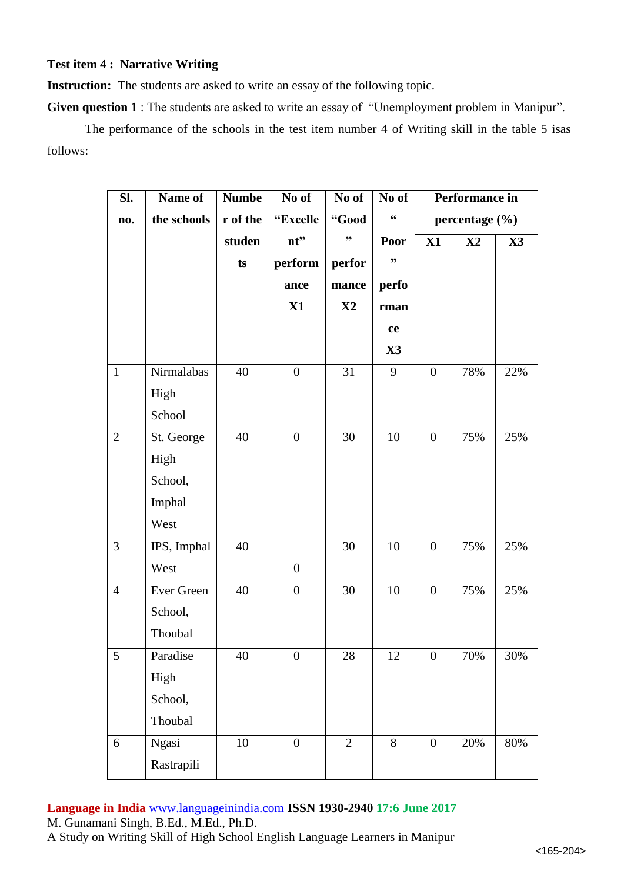**Test item 4 : Narrative Writing**

**Instruction:** The students are asked to write an essay of the following topic.

**Given question 1** : The students are asked to write an essay of "Unemployment problem in Manipur".

The performance of the schools in the test item number 4 of Writing skill in the table 5 isas follows:

| Sl. no. | Name of the schools | Number of the students | No of "Excellent" performance X1 | No of "Good" performance X2 | No of "Poor" performance X3 | Performance in percentage (%) | | |
|---|---|---|---|---|---|---|---|---|
| | | | | | | X1 | X2 | X3 |
| 1 | Nirmalabas High School | 40 | 0 | 31 | 9 | 0 | 78% | 22% |
| 2 | St. George High School, Imphal West | 40 | 0 | 30 | 10 | 0 | 75% | 25% |
| 3 | IPS, Imphal West | 40 | 0 | 30 | 10 | 0 | 75% | 25% |
| 4 | Ever Green School, Thoubal | 40 | 0 | 30 | 10 | 0 | 75% | 25% |
| 5 | Paradise High School, Thoubal | 40 | 0 | 28 | 12 | 0 | 70% | 30% |
| 6 | Ngasi Rastrapili | 10 | 0 | 2 | 8 | 0 | 20% | 80% |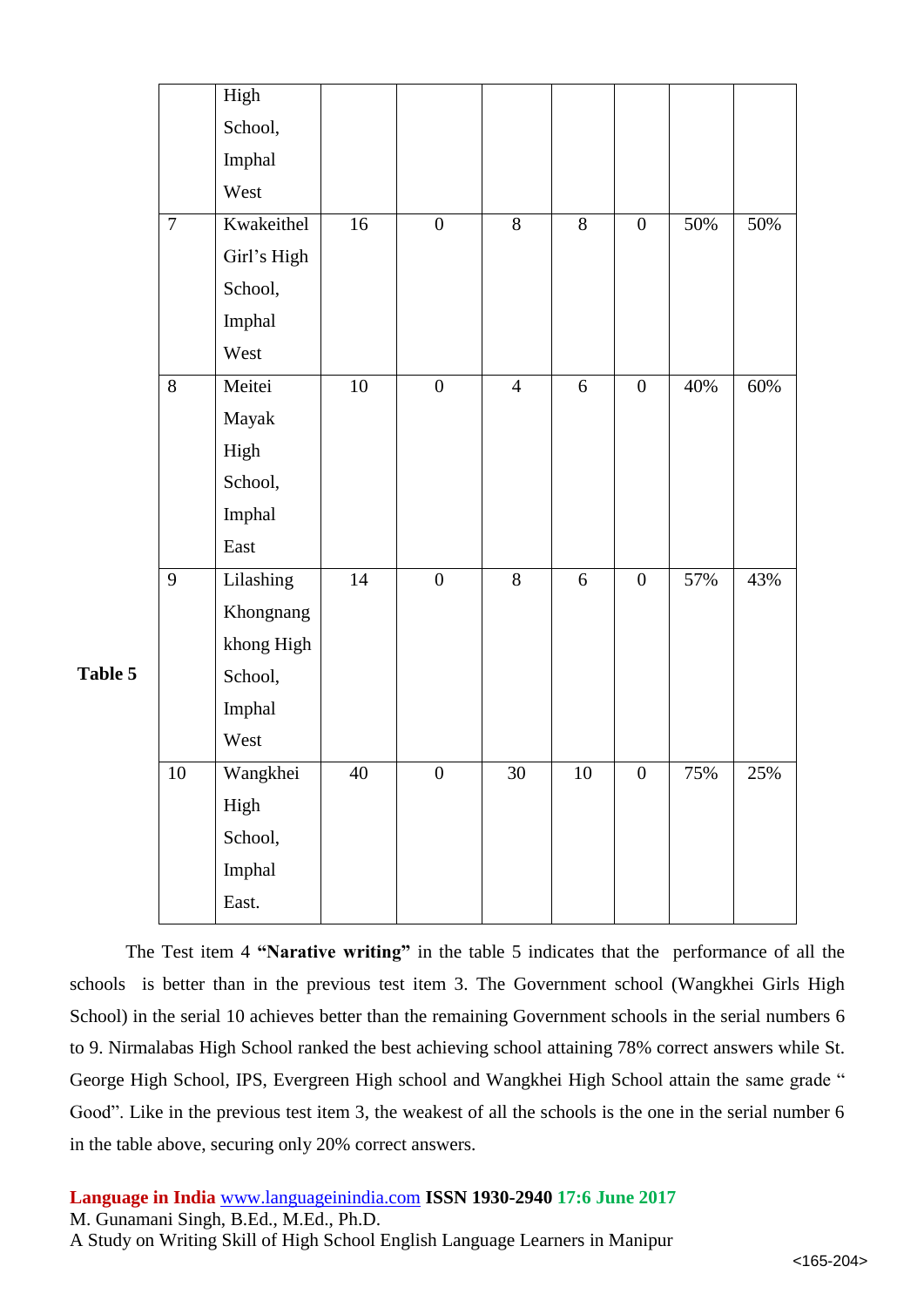| | | | | | | | | |
|---|---|---|---|---|---|---|---|---|
| | High School, Imphal West | | | | | | | |
| 7 | Kwakeithel Girl's High School, Imphal West | 16 | 0 | 8 | 8 | 0 | 50% | 50% |
| 8 | Meitei Mayak High School, Imphal East | 10 | 0 | 4 | 6 | 0 | 40% | 60% |
| 9 | Lilashing Khongnang khong High School, Imphal West | 14 | 0 | 8 | 6 | 0 | 57% | 43% |
| 10 | Wangkhei High School, Imphal East. | 40 | 0 | 30 | 10 | 0 | 75% | 25% |

**Table 5**

The Test item 4 **"Narative writing"** in the table 5 indicates that the performance of all the schools is better than in the previous test item 3. The Government school (Wangkhei Girls High School) in the serial 10 achieves better than the remaining Government schools in the serial numbers 6 to 9. Nirmalabas High School ranked the best achieving school attaining 78% correct answers while St. George High School, IPS, Evergreen High school and Wangkhei High School attain the same grade " Good". Like in the previous test item 3, the weakest of all the schools is the one in the serial number 6 in the table above, securing only 20% correct answers.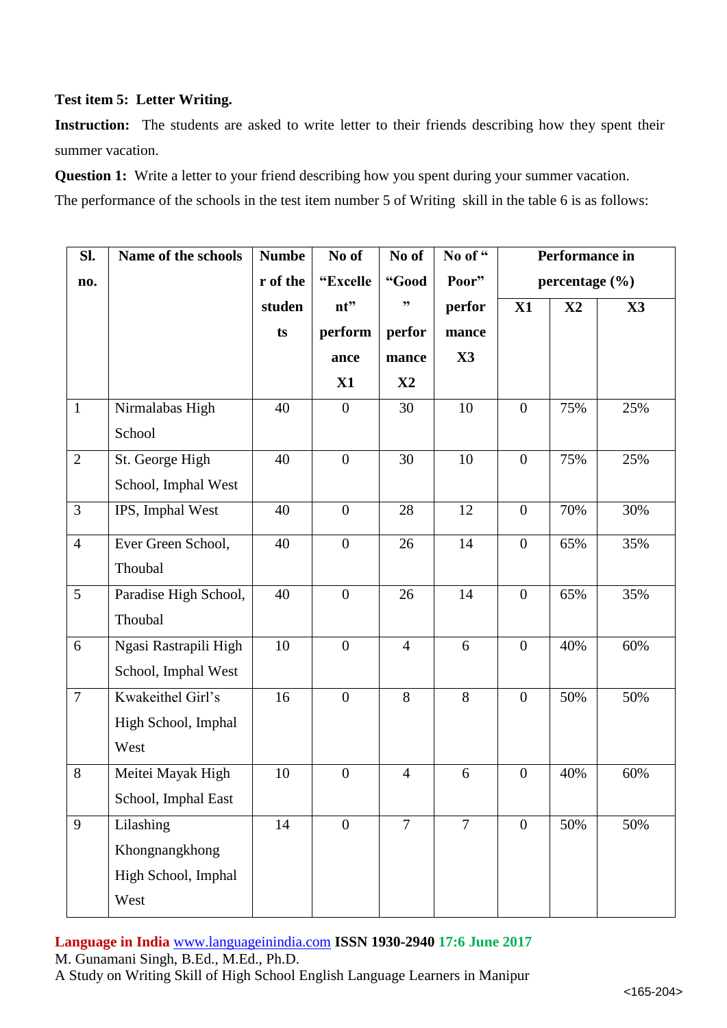**Test item 5: Letter Writing.**

**Instruction:** The students are asked to write letter to their friends describing how they spent their summer vacation.

**Question 1:** Write a letter to your friend describing how you spent during your summer vacation.

The performance of the schools in the test item number 5 of Writing skill in the table 6 is as follows:

| Sl. no. | Name of the schools | Number of the students | No of "Excellent" performance X1 | No of "Good" performance X2 | No of "Poor" performance X3 | Performance in percentage (%) | | |
|---|---|---|---|---|---|---|---|---|
| | | | | | | X1 | X2 | X3 |
| 1 | Nirmalabas High School | 40 | 0 | 30 | 10 | 0 | 75% | 25% |
| 2 | St. George High School, Imphal West | 40 | 0 | 30 | 10 | 0 | 75% | 25% |
| 3 | IPS, Imphal West | 40 | 0 | 28 | 12 | 0 | 70% | 30% |
| 4 | Ever Green School, Thoubal | 40 | 0 | 26 | 14 | 0 | 65% | 35% |
| 5 | Paradise High School, Thoubal | 40 | 0 | 26 | 14 | 0 | 65% | 35% |
| 6 | Ngasi Rastrapili High School, Imphal West | 10 | 0 | 4 | 6 | 0 | 40% | 60% |
| 7 | Kwakeithel Girl's High School, Imphal West | 16 | 0 | 8 | 8 | 0 | 50% | 50% |
| 8 | Meitei Mayak High School, Imphal East | 10 | 0 | 4 | 6 | 0 | 40% | 60% |
| 9 | Lilashing Khongnangkhong High School, Imphal West | 14 | 0 | 7 | 7 | 0 | 50% | 50% |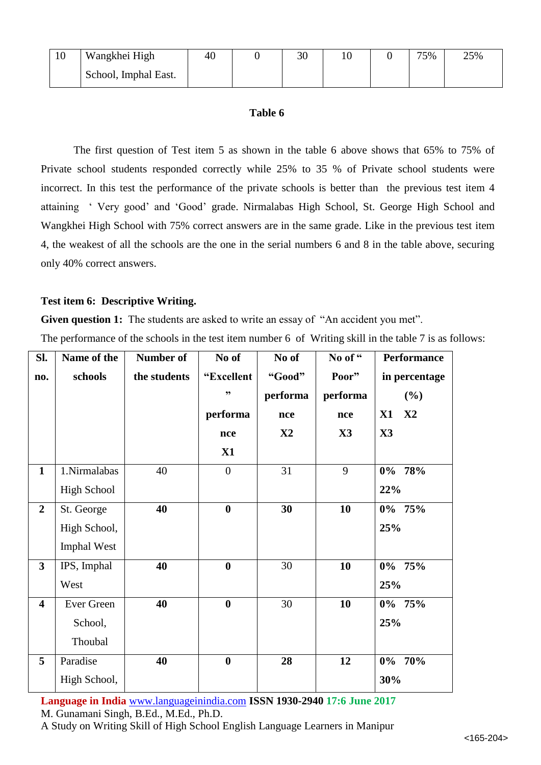| 10 | Wangkhei High School, Imphal East. | 40 | 0 | 30 | 10 | 0 | 75% | 25% |
|---|---|---|---|---|---|---|---|---|

**Table 6**

The first question of Test item 5 as shown in the table 6 above shows that 65% to 75% of Private school students responded correctly while 25% to 35 % of Private school students were incorrect. In this test the performance of the private schools is better than the previous test item 4 attaining ' Very good' and 'Good' grade. Nirmalabas High School, St. George High School and Wangkhei High School with 75% correct answers are in the same grade. Like in the previous test item 4, the weakest of all the schools are the one in the serial numbers 6 and 8 in the table above, securing only 40% correct answers.

**Test item 6: Descriptive Writing.**

**Given question 1:** The students are asked to write an essay of "An accident you met".

The performance of the schools in the test item number 6 of Writing skill in the table 7 is as follows:

| Sl. no. | Name of the schools | Number of the students | No of "Excellent" performance X1 | No of "Good" performance X2 | No of " Poor" performance X3 | Performance in percentage (%) X1 X2 X3 |
|---|---|---|---|---|---|---|
| **1** | 1.Nirmalabas High School | 40 | 0 | 31 | 9 | **0% 78% 22%** |
| **2** | St. George High School, Imphal West | **40** | **0** | **30** | **10** | **0% 75% 25%** |
| **3** | IPS, Imphal West | **40** | **0** | 30 | **10** | **0% 75% 25%** |
| **4** | Ever Green School, Thoubal | **40** | **0** | 30 | **10** | **0% 75% 25%** |
| **5** | Paradise High School, | **40** | **0** | **28** | **12** | **0% 70% 30%** |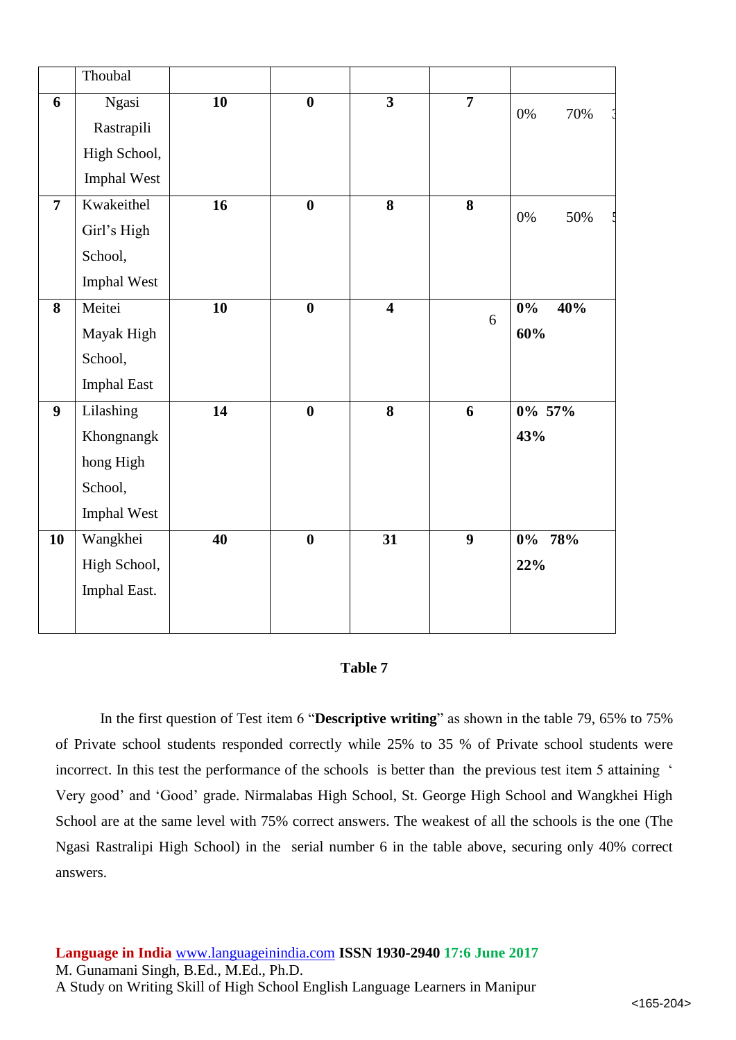|  | Thoubal |  |  |  |  |  |
|---|---|---|---|---|---|---|
| **6** | Ngasi Rastrapili High School, Imphal West | **10** | **0** | **3** | **7** | 0% 70% 3 |
| **7** | Kwakeithel Girl's High School, Imphal West | **16** | **0** | **8** | **8** | 0% 50% 5 |
| **8** | Meitei Mayak High School, Imphal East | **10** | **0** | **4** | 6 | **0% 40% 60%** |
| **9** | Lilashing Khongnangkhong High School, Imphal West | **14** | **0** | **8** | **6** | **0% 57% 43%** |
| **10** | Wangkhei High School, Imphal East. | **40** | **0** | **31** | **9** | **0% 78% 22%** |

**Table 7**

In the first question of Test item 6 "**Descriptive writing**" as shown in the table 79, 65% to 75% of Private school students responded correctly while 25% to 35 % of Private school students were incorrect. In this test the performance of the schools is better than the previous test item 5 attaining ' Very good' and 'Good' grade. Nirmalabas High School, St. George High School and Wangkhei High School are at the same level with 75% correct answers. The weakest of all the schools is the one (The Ngasi Rastralipi High School) in the serial number 6 in the table above, securing only 40% correct answers.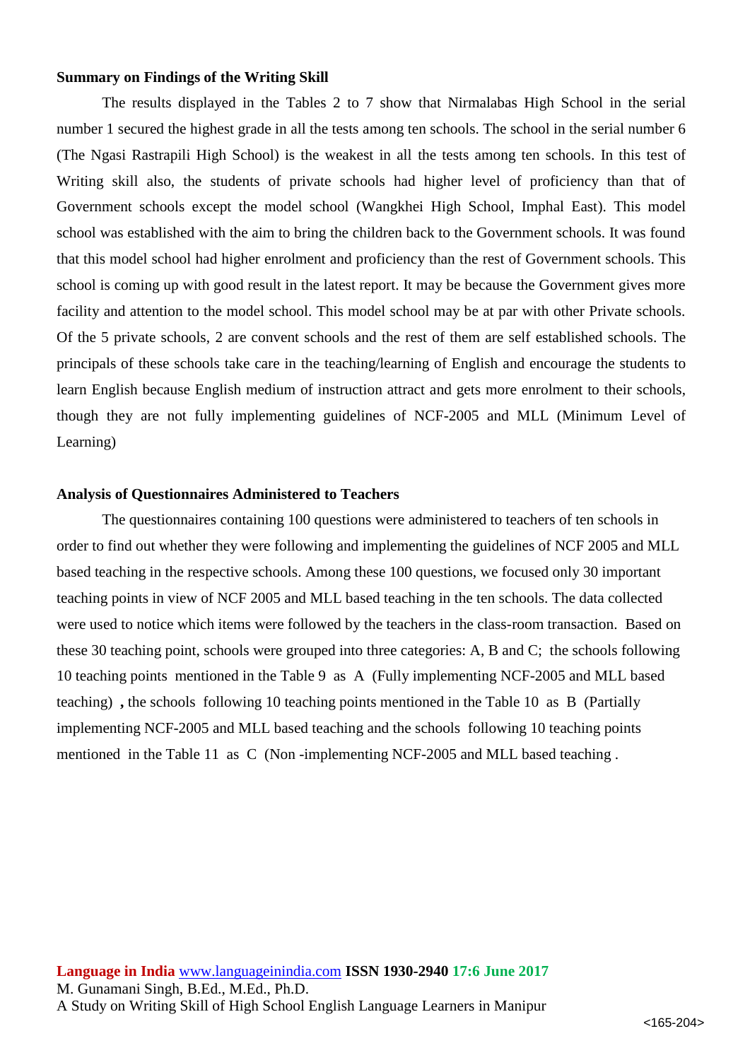**Summary on Findings of the Writing Skill**

The results displayed in the Tables 2 to 7 show that Nirmalabas High School in the serial number 1 secured the highest grade in all the tests among ten schools. The school in the serial number 6 (The Ngasi Rastrapili High School) is the weakest in all the tests among ten schools. In this test of Writing skill also, the students of private schools had higher level of proficiency than that of Government schools except the model school (Wangkhei High School, Imphal East). This model school was established with the aim to bring the children back to the Government schools. It was found that this model school had higher enrolment and proficiency than the rest of Government schools. This school is coming up with good result in the latest report. It may be because the Government gives more facility and attention to the model school. This model school may be at par with other Private schools. Of the 5 private schools, 2 are convent schools and the rest of them are self established schools. The principals of these schools take care in the teaching/learning of English and encourage the students to learn English because English medium of instruction attract and gets more enrolment to their schools, though they are not fully implementing guidelines of NCF-2005 and MLL (Minimum Level of Learning)

**Analysis of Questionnaires Administered to Teachers**

The questionnaires containing 100 questions were administered to teachers of ten schools in order to find out whether they were following and implementing the guidelines of NCF 2005 and MLL based teaching in the respective schools. Among these 100 questions, we focused only 30 important teaching points in view of NCF 2005 and MLL based teaching in the ten schools. The data collected were used to notice which items were followed by the teachers in the class-room transaction. Based on these 30 teaching point, schools were grouped into three categories: A, B and C; the schools following 10 teaching points mentioned in the Table 9 as A (Fully implementing NCF-2005 and MLL based teaching) **,** the schools following 10 teaching points mentioned in the Table 10 as B (Partially implementing NCF-2005 and MLL based teaching and the schools following 10 teaching points mentioned in the Table 11 as C (Non -implementing NCF-2005 and MLL based teaching .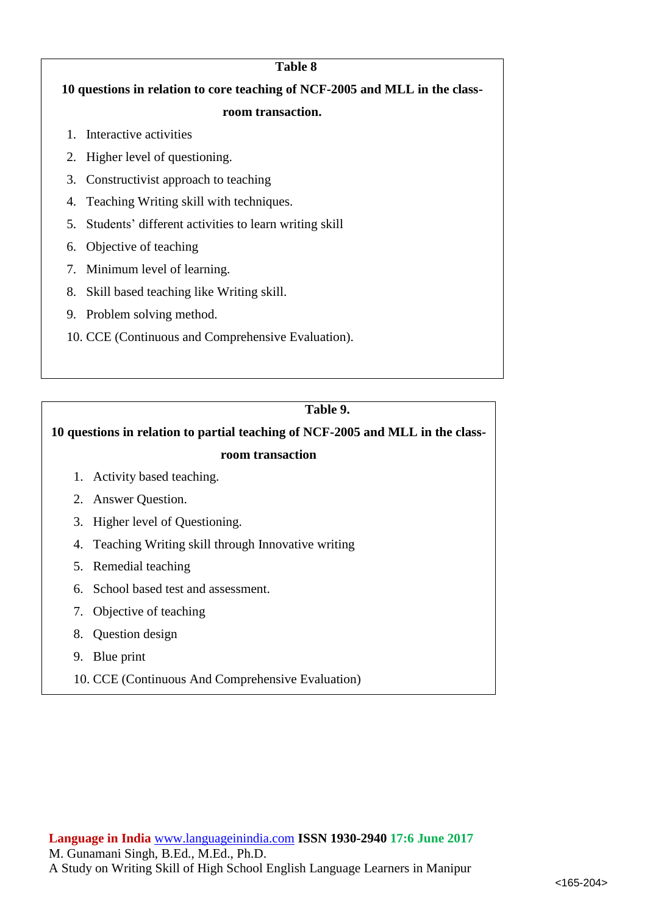**Table 8**

**10 questions in relation to core teaching of NCF-2005 and MLL in the class-room transaction.**

1. Interactive activities
2. Higher level of questioning.
3. Constructivist approach to teaching
4. Teaching Writing skill with techniques.
5. Students' different activities to learn writing skill
6. Objective of teaching
7. Minimum level of learning.
8. Skill based teaching like Writing skill.
9. Problem solving method.
10. CCE (Continuous and Comprehensive Evaluation).

**Table 9.**

**10 questions in relation to partial teaching of NCF-2005 and MLL in the class-room transaction**

1. Activity based teaching.
2. Answer Question.
3. Higher level of Questioning.
4. Teaching Writing skill through Innovative writing
5. Remedial teaching
6. School based test and assessment.
7. Objective of teaching
8. Question design
9. Blue print
10. CCE (Continuous And Comprehensive Evaluation)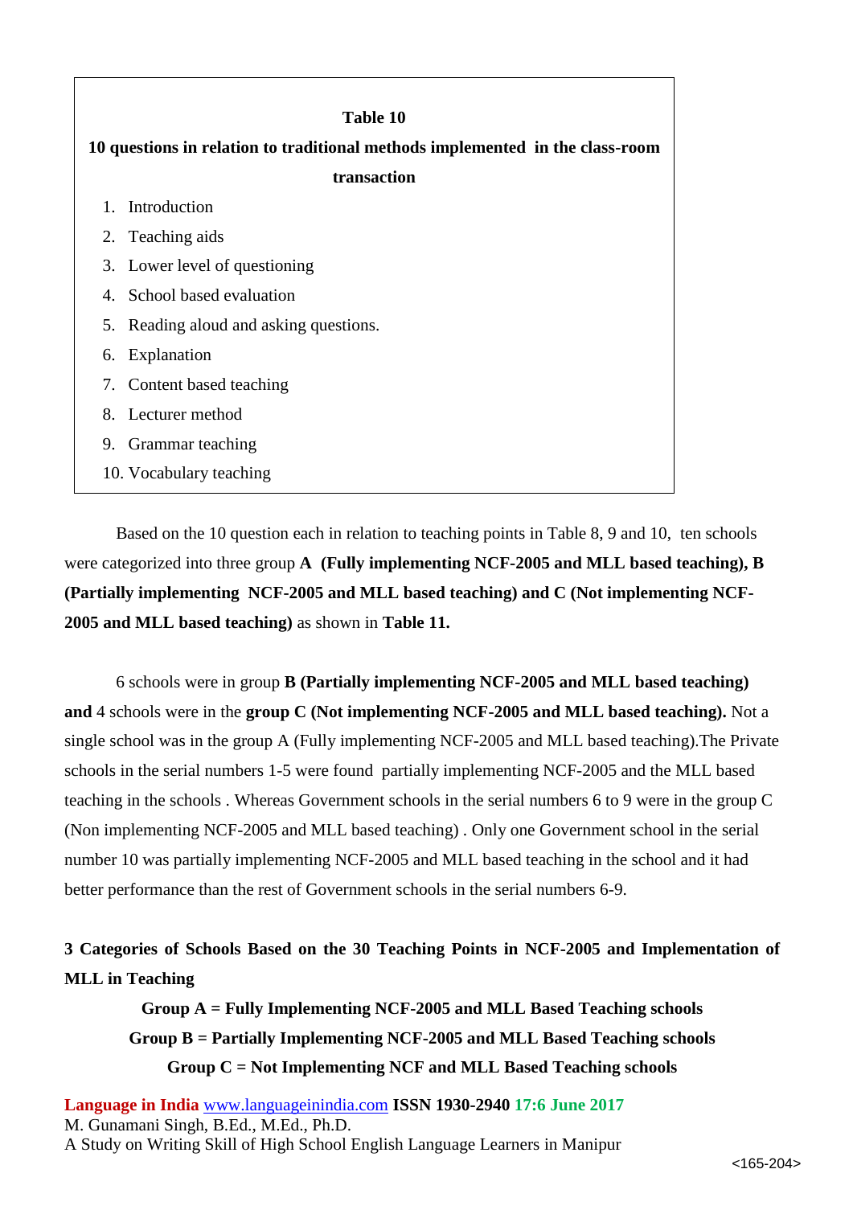**Table 10**

**10 questions in relation to traditional methods implemented in the class-room transaction**

1. Introduction
2. Teaching aids
3. Lower level of questioning
4. School based evaluation
5. Reading aloud and asking questions.
6. Explanation
7. Content based teaching
8. Lecturer method
9. Grammar teaching
10. Vocabulary teaching

Based on the 10 question each in relation to teaching points in Table 8, 9 and 10, ten schools were categorized into three group **A (Fully implementing NCF-2005 and MLL based teaching), B (Partially implementing NCF-2005 and MLL based teaching) and C (Not implementing NCF-2005 and MLL based teaching)** as shown in **Table 11.**

6 schools were in group **B (Partially implementing NCF-2005 and MLL based teaching) and** 4 schools were in the **group C (Not implementing NCF-2005 and MLL based teaching).** Not a single school was in the group A (Fully implementing NCF-2005 and MLL based teaching).The Private schools in the serial numbers 1-5 were found partially implementing NCF-2005 and the MLL based teaching in the schools . Whereas Government schools in the serial numbers 6 to 9 were in the group C (Non implementing NCF-2005 and MLL based teaching) . Only one Government school in the serial number 10 was partially implementing NCF-2005 and MLL based teaching in the school and it had better performance than the rest of Government schools in the serial numbers 6-9.

**3 Categories of Schools Based on the 30 Teaching Points in NCF-2005 and Implementation of MLL in Teaching**

**Group A = Fully Implementing NCF-2005 and MLL Based Teaching schools**

**Group B = Partially Implementing NCF-2005 and MLL Based Teaching schools**

**Group C = Not Implementing NCF and MLL Based Teaching schools**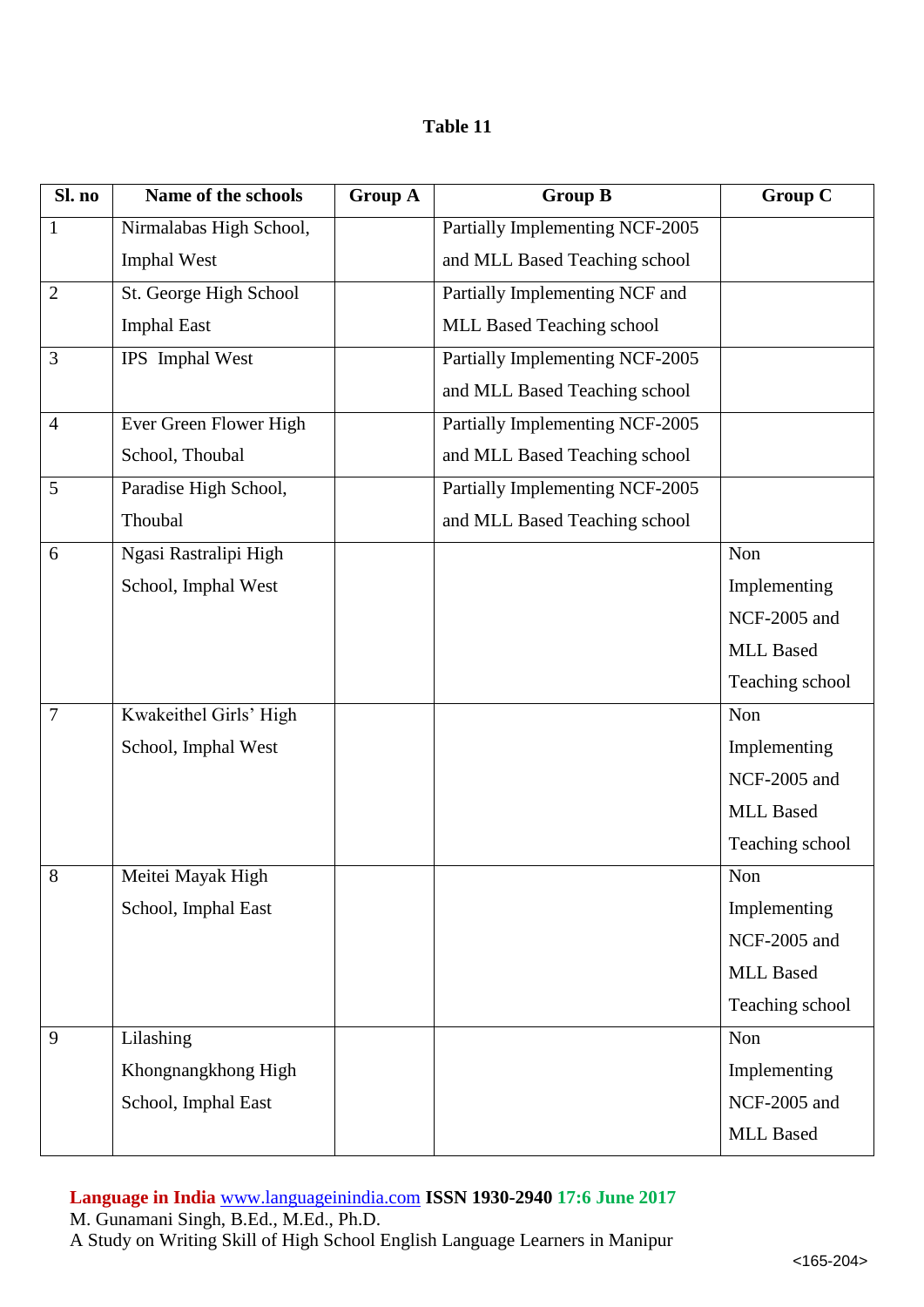**Table 11**

| Sl. no | Name of the schools | Group A | Group B | Group C |
|---|---|---|---|---|
| 1 | Nirmalabas High School, Imphal West | | Partially Implementing NCF-2005 and MLL Based Teaching school | |
| 2 | St. George High School Imphal East | | Partially Implementing NCF and MLL Based Teaching school | |
| 3 | IPS Imphal West | | Partially Implementing NCF-2005 and MLL Based Teaching school | |
| 4 | Ever Green Flower High School, Thoubal | | Partially Implementing NCF-2005 and MLL Based Teaching school | |
| 5 | Paradise High School, Thoubal | | Partially Implementing NCF-2005 and MLL Based Teaching school | |
| 6 | Ngasi Rastralipi High School, Imphal West | | | Non Implementing NCF-2005 and MLL Based Teaching school |
| 7 | Kwakeithel Girls' High School, Imphal West | | | Non Implementing NCF-2005 and MLL Based Teaching school |
| 8 | Meitei Mayak High School, Imphal East | | | Non Implementing NCF-2005 and MLL Based Teaching school |
| 9 | Lilashing Khongnangkhong High School, Imphal East | | | Non Implementing NCF-2005 and MLL Based |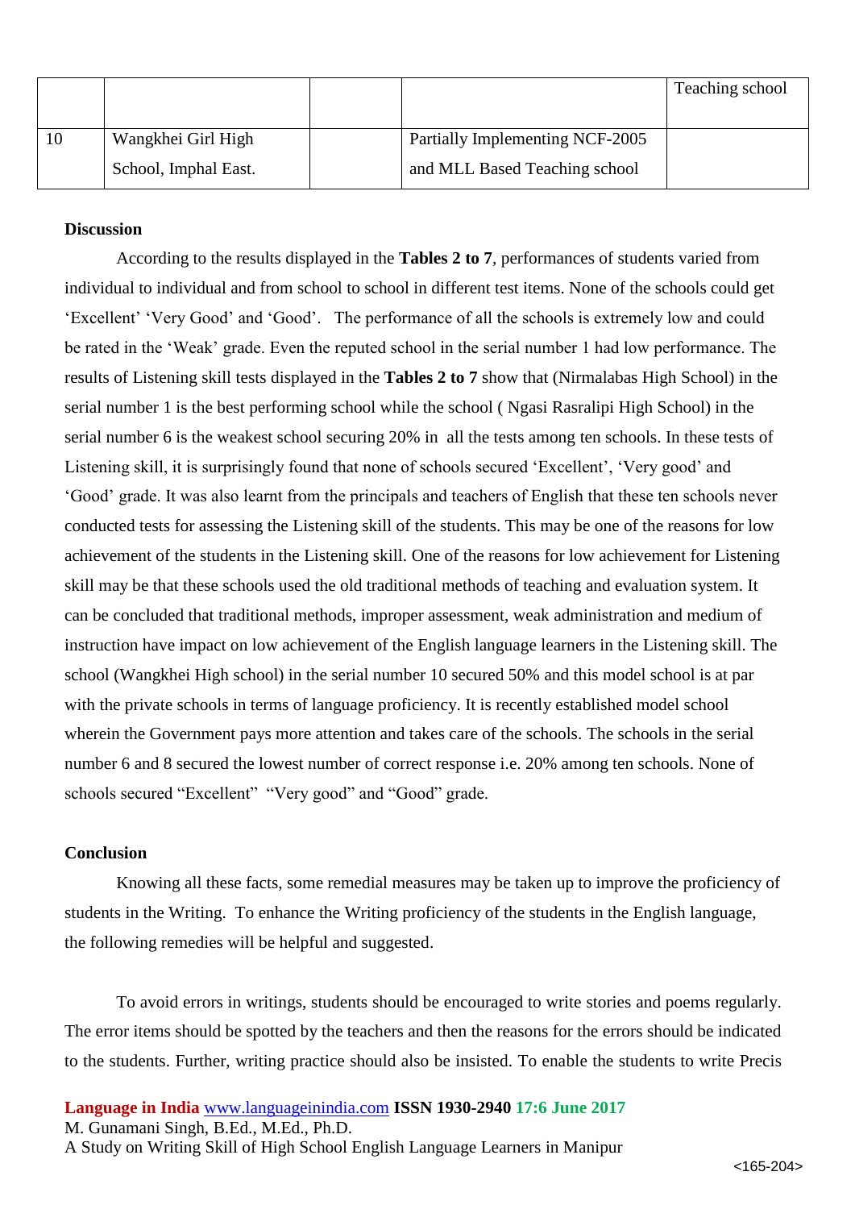| | | | | Teaching school |
|---|---|---|---|---|
| 10 | Wangkhei Girl High School, Imphal East. | | Partially Implementing NCF-2005 and MLL Based Teaching school | |

**Discussion**

According to the results displayed in the **Tables 2 to 7**, performances of students varied from individual to individual and from school to school in different test items. None of the schools could get 'Excellent' 'Very Good' and 'Good'. The performance of all the schools is extremely low and could be rated in the 'Weak' grade. Even the reputed school in the serial number 1 had low performance. The results of Listening skill tests displayed in the **Tables 2 to 7** show that (Nirmalabas High School) in the serial number 1 is the best performing school while the school ( Ngasi Rasralipi High School) in the serial number 6 is the weakest school securing 20% in all the tests among ten schools. In these tests of Listening skill, it is surprisingly found that none of schools secured 'Excellent', 'Very good' and 'Good' grade. It was also learnt from the principals and teachers of English that these ten schools never conducted tests for assessing the Listening skill of the students. This may be one of the reasons for low achievement of the students in the Listening skill. One of the reasons for low achievement for Listening skill may be that these schools used the old traditional methods of teaching and evaluation system. It can be concluded that traditional methods, improper assessment, weak administration and medium of instruction have impact on low achievement of the English language learners in the Listening skill. The school (Wangkhei High school) in the serial number 10 secured 50% and this model school is at par with the private schools in terms of language proficiency. It is recently established model school wherein the Government pays more attention and takes care of the schools. The schools in the serial number 6 and 8 secured the lowest number of correct response i.e. 20% among ten schools. None of schools secured "Excellent" "Very good" and "Good" grade.

**Conclusion**

Knowing all these facts, some remedial measures may be taken up to improve the proficiency of students in the Writing. To enhance the Writing proficiency of the students in the English language, the following remedies will be helpful and suggested.

To avoid errors in writings, students should be encouraged to write stories and poems regularly. The error items should be spotted by the teachers and then the reasons for the errors should be indicated to the students. Further, writing practice should also be insisted. To enable the students to write Precis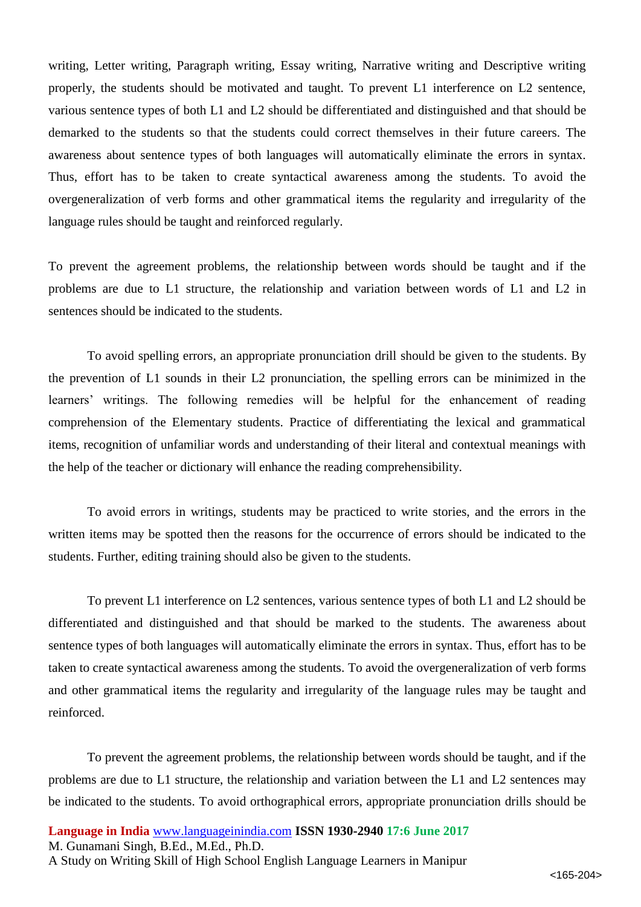writing, Letter writing, Paragraph writing, Essay writing, Narrative writing and Descriptive writing properly, the students should be motivated and taught. To prevent L1 interference on L2 sentence, various sentence types of both L1 and L2 should be differentiated and distinguished and that should be demarked to the students so that the students could correct themselves in their future careers. The awareness about sentence types of both languages will automatically eliminate the errors in syntax. Thus, effort has to be taken to create syntactical awareness among the students. To avoid the overgeneralization of verb forms and other grammatical items the regularity and irregularity of the language rules should be taught and reinforced regularly.

To prevent the agreement problems, the relationship between words should be taught and if the problems are due to L1 structure, the relationship and variation between words of L1 and L2 in sentences should be indicated to the students.

To avoid spelling errors, an appropriate pronunciation drill should be given to the students. By the prevention of L1 sounds in their L2 pronunciation, the spelling errors can be minimized in the learners' writings. The following remedies will be helpful for the enhancement of reading comprehension of the Elementary students. Practice of differentiating the lexical and grammatical items, recognition of unfamiliar words and understanding of their literal and contextual meanings with the help of the teacher or dictionary will enhance the reading comprehensibility.

To avoid errors in writings, students may be practiced to write stories, and the errors in the written items may be spotted then the reasons for the occurrence of errors should be indicated to the students. Further, editing training should also be given to the students.

To prevent L1 interference on L2 sentences, various sentence types of both L1 and L2 should be differentiated and distinguished and that should be marked to the students. The awareness about sentence types of both languages will automatically eliminate the errors in syntax. Thus, effort has to be taken to create syntactical awareness among the students. To avoid the overgeneralization of verb forms and other grammatical items the regularity and irregularity of the language rules may be taught and reinforced.

To prevent the agreement problems, the relationship between words should be taught, and if the problems are due to L1 structure, the relationship and variation between the L1 and L2 sentences may be indicated to the students. To avoid orthographical errors, appropriate pronunciation drills should be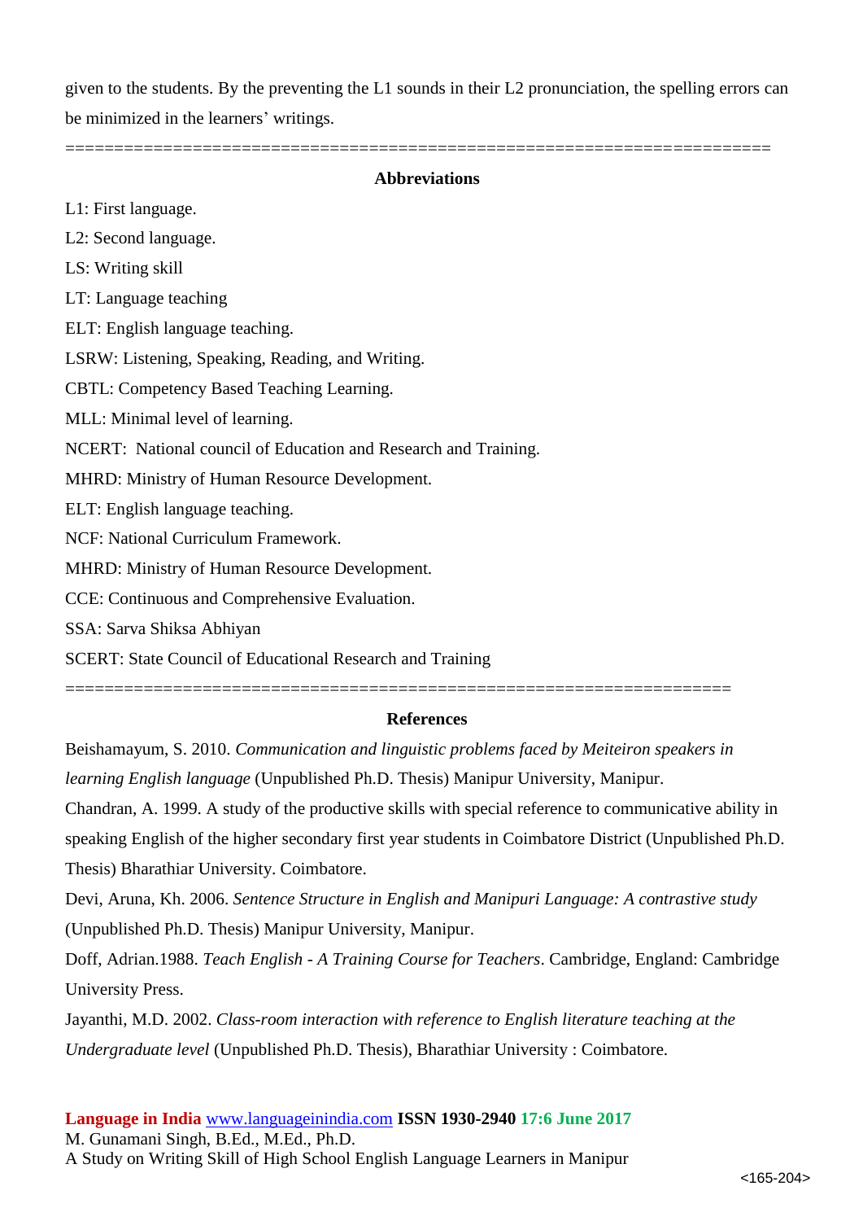given to the students. By the preventing the L1 sounds in their L2 pronunciation, the spelling errors can be minimized in the learners' writings.

==========================================================================

**Abbreviations**

L1: First language.

L2: Second language.

LS: Writing skill

LT: Language teaching

ELT: English language teaching.

LSRW: Listening, Speaking, Reading, and Writing.

CBTL: Competency Based Teaching Learning.

MLL: Minimal level of learning.

NCERT: National council of Education and Research and Training.

MHRD: Ministry of Human Resource Development.

ELT: English language teaching.

NCF: National Curriculum Framework.

MHRD: Ministry of Human Resource Development.

CCE: Continuous and Comprehensive Evaluation.

SSA: Sarva Shiksa Abhiyan

SCERT: State Council of Educational Research and Training

======================================================================

**References**

Beishamayum, S. 2010. *Communication and linguistic problems faced by Meiteiron speakers in learning English language* (Unpublished Ph.D. Thesis) Manipur University, Manipur.

Chandran, A. 1999. A study of the productive skills with special reference to communicative ability in speaking English of the higher secondary first year students in Coimbatore District (Unpublished Ph.D. Thesis) Bharathiar University. Coimbatore.

Devi, Aruna, Kh. 2006. *Sentence Structure in English and Manipuri Language: A contrastive study* (Unpublished Ph.D. Thesis) Manipur University, Manipur.

Doff, Adrian.1988. *Teach English - A Training Course for Teachers*. Cambridge, England: Cambridge University Press.

Jayanthi, M.D. 2002. *Class-room interaction with reference to English literature teaching at the Undergraduate level* (Unpublished Ph.D. Thesis), Bharathiar University : Coimbatore.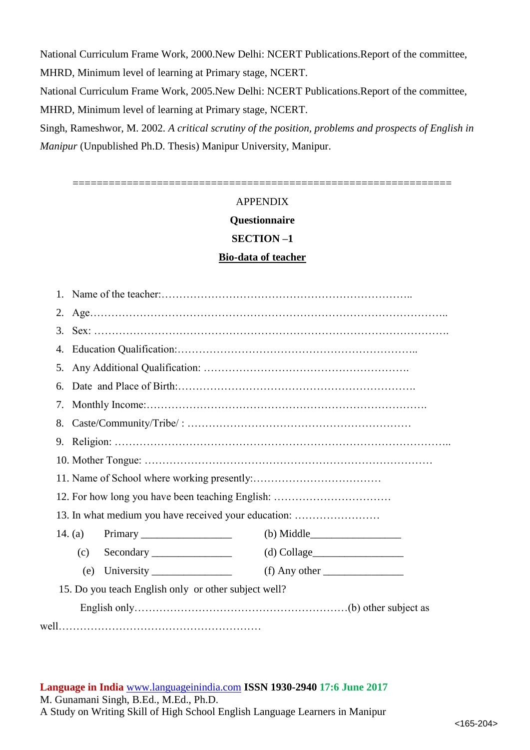National Curriculum Frame Work, 2000.New Delhi: NCERT Publications.Report of the committee, MHRD, Minimum level of learning at Primary stage, NCERT.

National Curriculum Frame Work, 2005.New Delhi: NCERT Publications.Report of the committee, MHRD, Minimum level of learning at Primary stage, NCERT.

Singh, Rameshwor, M. 2002. *A critical scrutiny of the position, problems and prospects of English in Manipur* (Unpublished Ph.D. Thesis) Manipur University, Manipur.

=================================================================

APPENDIX

**Questionnaire**

**SECTION –1**

**Bio-data of teacher**

1. Name of the teacher:…………………………………………………………..
2. Age………………………………………………………………………………………..
3. Sex: ……………………………………………………………………………………….
4. Education Qualification:………………………………………………………..
5. Any Additional Qualification: ………………………………………………….
6. Date and Place of Birth:………………………………………………………….
7. Monthly Income:…………………………………………………………………….
8. Caste/Community/Tribe/ : ……………………………………………………
9. Religion: ………………………………………………………………………………..
10. Mother Tongue: ……………………………………………………………………
11. Name of School where working presently:………………………………
12. For how long you have been teaching English: ……………………………
13. In what medium you have received your education: ……………………
14. (a) Primary ________________ (b) Middle________________
    (c) Secondary _______________ (d) Collage________________
    (e) University _______________ (f) Any other _______________
15. Do you teach English only or other subject well?

    English only…………………………………………………(b) other subject as well…………………………………………………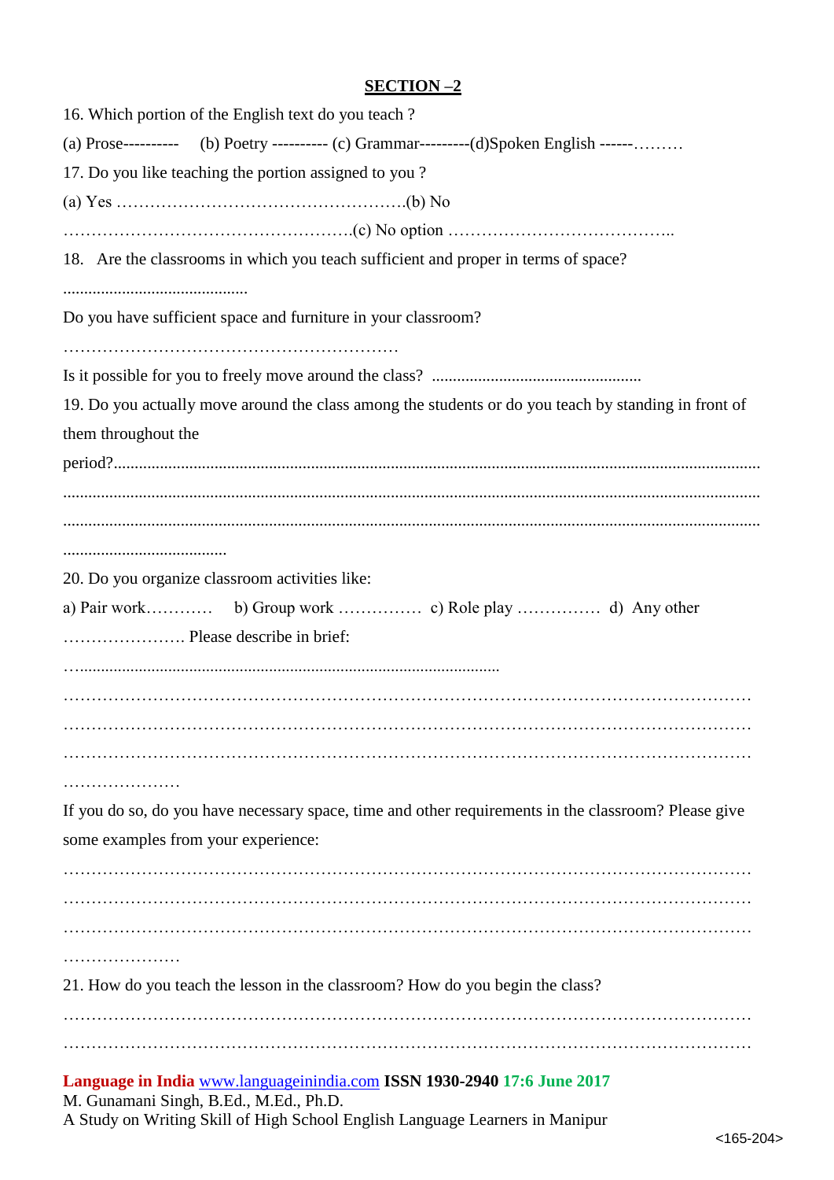**SECTION –2**

16. Which portion of the English text do you teach ?

(a) Prose---------- (b) Poetry ---------- (c) Grammar---------(d)Spoken English ------………

17. Do you like teaching the portion assigned to you ?

(a) Yes …………………………………………….(b) No

…………………………………………….(c) No option …………………………………..

18. Are the classrooms in which you teach sufficient and proper in terms of space?

............................................

Do you have sufficient space and furniture in your classroom?

……………………………………………………

Is it possible for you to freely move around the class? .................................................

19. Do you actually move around the class among the students or do you teach by standing in front of them throughout the period?........................................................................................................................................

.........................................................................................................................................................

.........................................................................................................................................................

.......................................

20. Do you organize classroom activities like:

a) Pair work………… b) Group work …………… c) Role play …………… d) Any other …………………. Please describe in brief:

…..................................................................................................

……………………………………………………………………………………………………

……………………………………………………………………………………………………

……………………………………………………………………………………………………

…………………

If you do so, do you have necessary space, time and other requirements in the classroom? Please give some examples from your experience:

……………………………………………………………………………………………………

……………………………………………………………………………………………………

……………………………………………………………………………………………………

…………………

21. How do you teach the lesson in the classroom? How do you begin the class?

……………………………………………………………………………………………………

……………………………………………………………………………………………………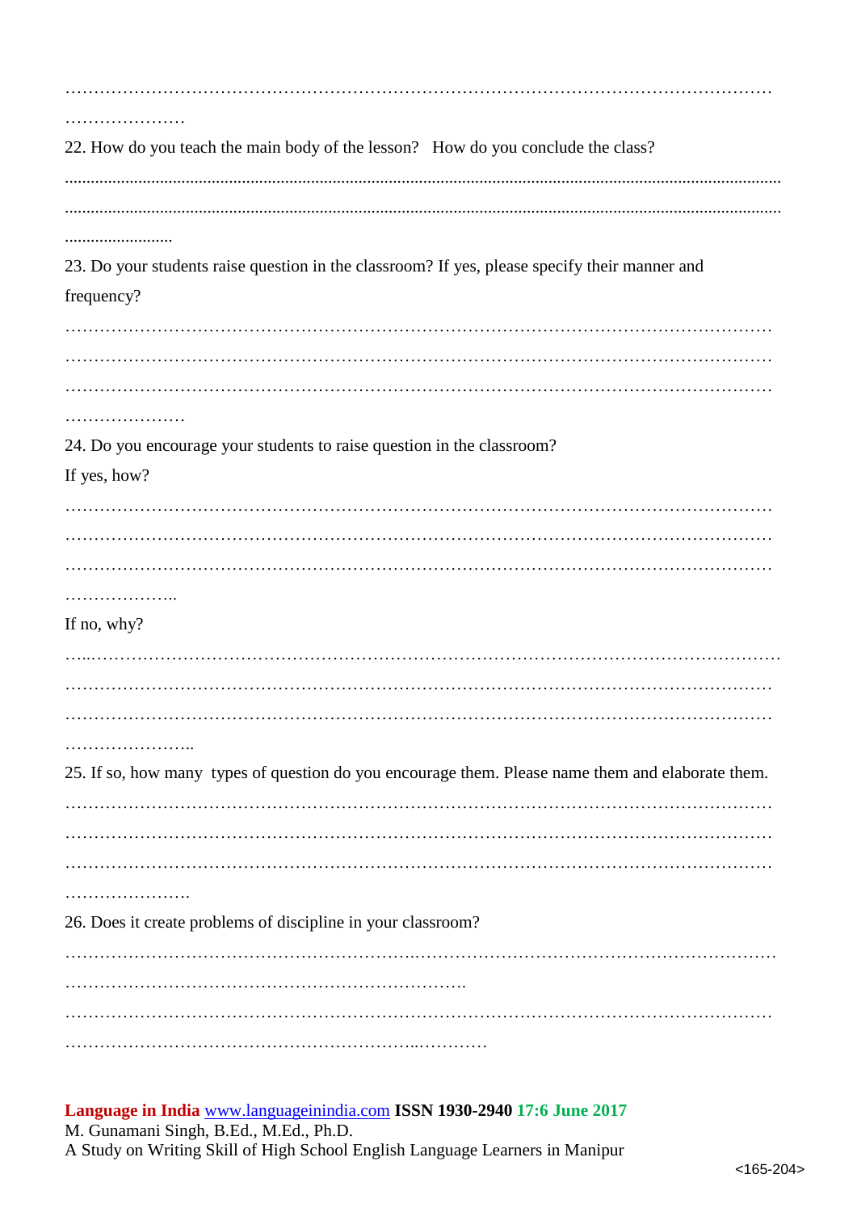…………………………………………………………………………………………………………
…………………

22. How do you teach the main body of the lesson? How do you conclude the class?

........................................................................................................................................................
........................................................................................................................................................
.........................

23. Do your students raise question in the classroom? If yes, please specify their manner and frequency?

…………………………………………………………………………………………………………
…………………………………………………………………………………………………………
…………………………………………………………………………………………………………
…………………

24. Do you encourage your students to raise question in the classroom?

If yes, how?

…………………………………………………………………………………………………………
…………………………………………………………………………………………………………
…………………………………………………………………………………………………………
………………..

If no, why?

…..………………………………………………………………………………………………………
…………………………………………………………………………………………………………
…………………………………………………………………………………………………………
…………………..

25. If so, how many types of question do you encourage them. Please name them and elaborate them.

…………………………………………………………………………………………………………
…………………………………………………………………………………………………………
…………………………………………………………………………………………………………
………………….

26. Does it create problems of discipline in your classroom?

…………………………………………………..……………………………………………………………
…………………………………………………………….
…………………………………………………………………………………………………………
……………………………………………………..…………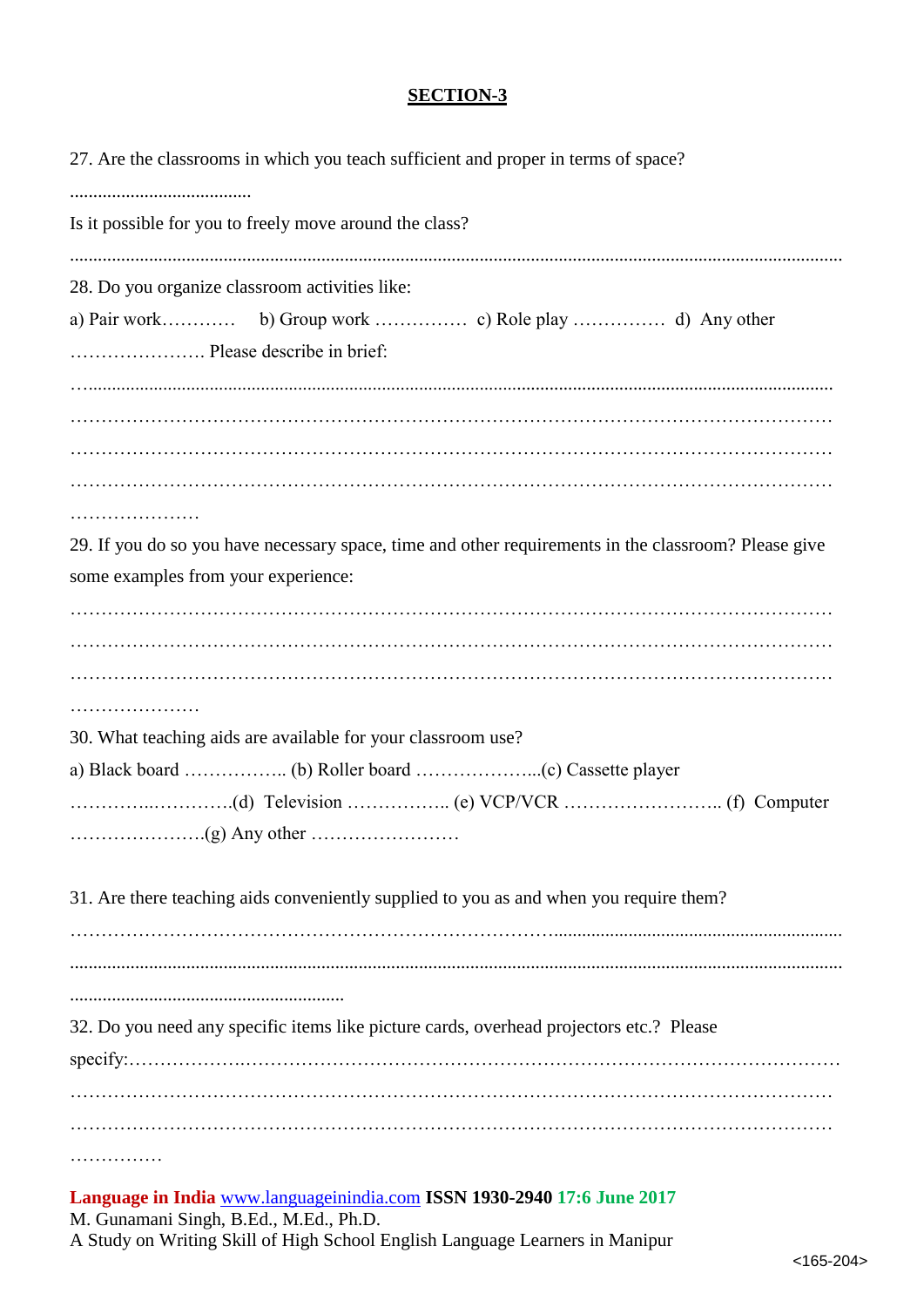## SECTION-3

27. Are the classrooms in which you teach sufficient and proper in terms of space?

......................................

Is it possible for you to freely move around the class?

.....................................................................................................................................................

28. Do you organize classroom activities like:

a) Pair work………… b) Group work …………… c) Role play …………… d) Any other …………………. Please describe in brief:

…..............................................................................................................................................

……………………………………………………………………………………………………

……………………………………………………………………………………………………

……………………………………………………………………………………………………

…………………

29. If you do so you have necessary space, time and other requirements in the classroom? Please give some examples from your experience:

……………………………………………………………………………………………………

……………………………………………………………………………………………………

……………………………………………………………………………………………………

…………………

30. What teaching aids are available for your classroom use?

a) Black board …………….. (b) Roller board ………………...(c) Cassette player …………..………….(d) Television …………….. (e) VCP/VCR …………………….. (f) Computer ………………….(g) Any other ……………………

31. Are there teaching aids conveniently supplied to you as and when you require them?

…………………………………………………………………..............................................................

.....................................................................................................................................................

...........................................................

32. Do you need any specific items like picture cards, overhead projectors etc.? Please specify:………………………………………………………………………………………………

……………………………………………………………………………………………………

……………………………………………………………………………………………………

……………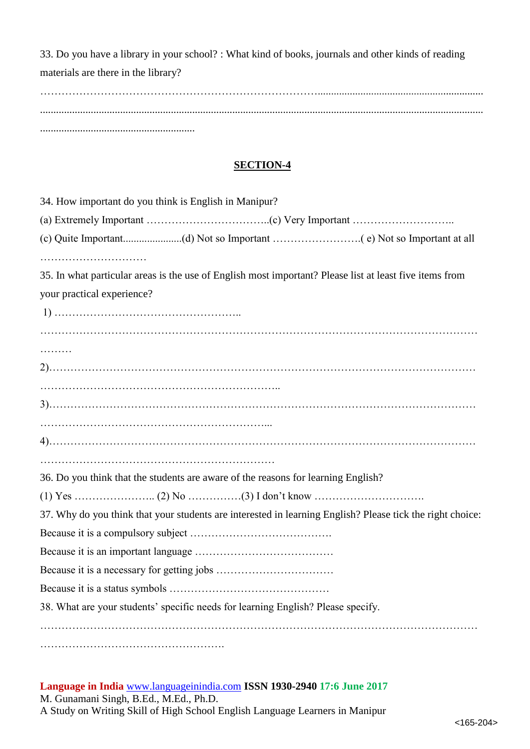33. Do you have a library in your school? : What kind of books, journals and other kinds of reading materials are there in the library?

…………………………………………………………………………………………………………………………………………………………………………………………………………………………………………………………………………………

## SECTION-4

34. How important do you think is English in Manipur?

(a) Extremely Important ……………………………..(c) Very Important ………………………..

(c) Quite Important......................(d) Not so Important …………………….( e) Not so Important at all …………………………

35. In what particular areas is the use of English most important? Please list at least five items from your practical experience?

1) ……………………………………………..

…………………………………………………………………………………………………………………

2)…………………………………………………………………………………………………………………………………………………………………………..

3)…………………………………………………………………………………………………………………………………………………………………………...

4)………………………………………………………………………………………………………………………………………………………………………

36. Do you think that the students are aware of the reasons for learning English?

(1) Yes ………………….. (2) No ……………(3) I don't know ………………………….

37. Why do you think that your students are interested in learning English? Please tick the right choice:

Because it is a compulsory subject ………………………………….

Because it is an important language …………………………………

Because it is a necessary for getting jobs ……………………………

Because it is a status symbols ………………………………………

38. What are your students' specific needs for learning English? Please specify.

………………………………………………………………………………………………………………………………………………………….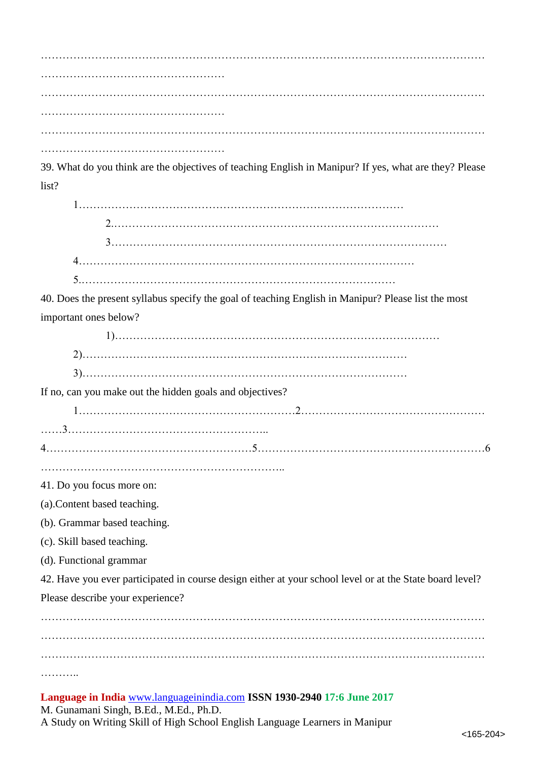………………………………………………………………………………………………………………
……………………………………………
………………………………………………………………………………………………………………
……………………………………………
………………………………………………………………………………………………………………
……………………………………………

39. What do you think are the objectives of teaching English in Manipur? If yes, what are they? Please list?

1………………………………………………………………………………

2.………………………………………………………………………………

3………………………………………………………………………………

4………………………………………………………………………………

5.………………………………………………………………………………

40. Does the present syllabus specify the goal of teaching English in Manipur? Please list the most important ones below?

1)………………………………………………………………………………

2)………………………………………………………………………………

3)………………………………………………………………………………

If no, can you make out the hidden goals and objectives?

1…………………………………………………2……………………………………………
……3………………………………………………..
4…………………………………………………5……………………………………………………6
…………………………………………………………..

41. Do you focus more on:

(a).Content based teaching.

(b). Grammar based teaching.

(c). Skill based teaching.

(d). Functional grammar

42. Have you ever participated in course design either at your school level or at the State board level? Please describe your experience?

………………………………………………………………………………………………………………
………………………………………………………………………………………………………………
………………………………………………………………………………………………………………
………..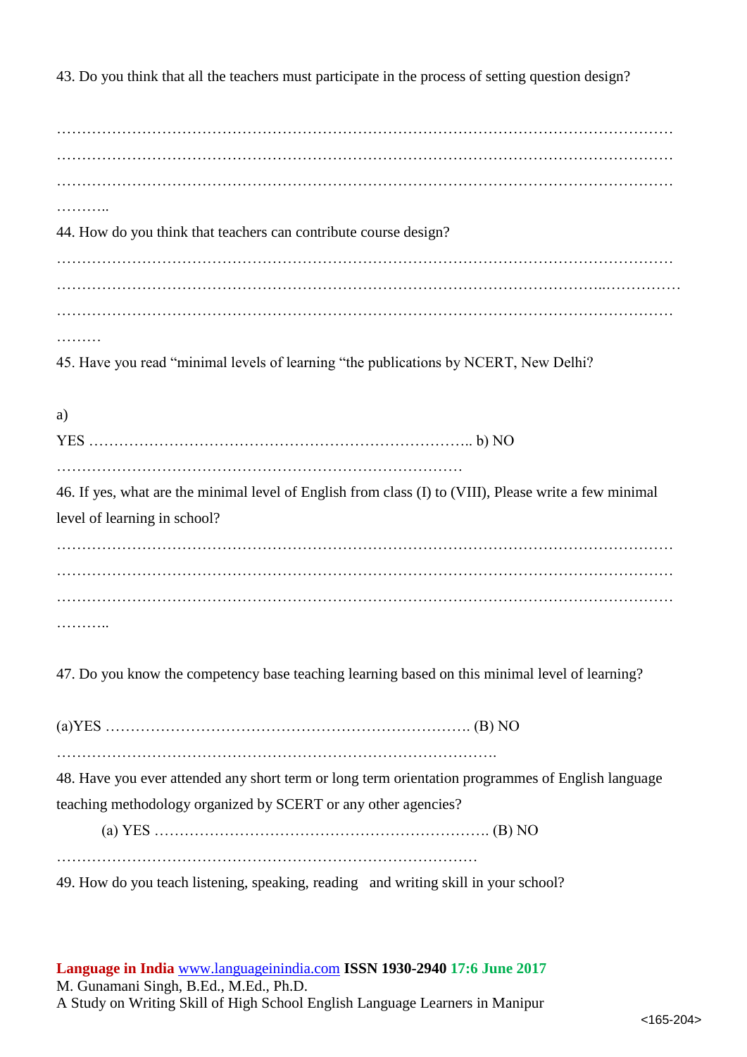43. Do you think that all the teachers must participate in the process of setting question design?

…………………………………………………………………………………………………………
…………………………………………………………………………………………………………
…………………………………………………………………………………………………………
………..

44. How do you think that teachers can contribute course design?

…………………………………………………………………………………………………………
……………………………………………………………………………………………...……………
…………………………………………………………………………………………………………
………

45. Have you read "minimal levels of learning "the publications by NCERT, New Delhi?

a) YES ………………………………………………………………….. b) NO …………………………………………………………………………

46. If yes, what are the minimal level of English from class (I) to (VIII), Please write a few minimal level of learning in school?

…………………………………………………………………………………………………………
…………………………………………………………………………………………………………
…………………………………………………………………………………………………………
………..

47. Do you know the competency base teaching learning based on this minimal level of learning?

(a)YES ………………………………………………………………. (B) NO …………………………………………………………………………….

48. Have you ever attended any short term or long term orientation programmes of English language teaching methodology organized by SCERT or any other agencies?

(a) YES …………………………………………………………. (B) NO ……………………………………………………………………….

49. How do you teach listening, speaking, reading and writing skill in your school?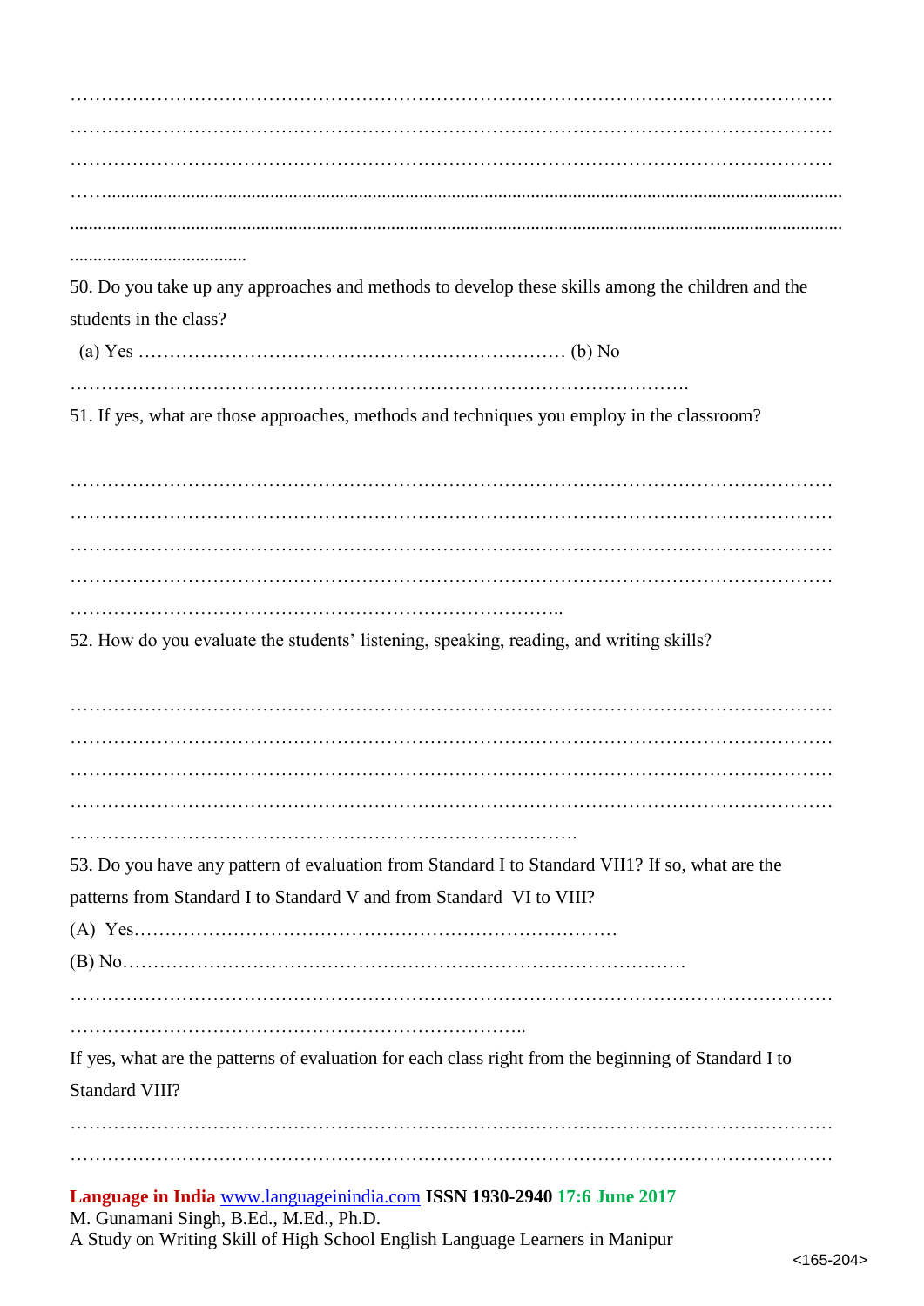…………………………………………………………………………………………………………

…………………………………………………………………………………………………………

…………………………………………………………………………………………………………

……..........................................................................................................................................................

.....................................................................................................................................................................

......................................

50. Do you take up any approaches and methods to develop these skills among the children and the students in the class?

(a) Yes …………………………………………………………… (b) No

……………………………………………………………………………………….

51. If yes, what are those approaches, methods and techniques you employ in the classroom?

…………………………………………………………………………………………………………

…………………………………………………………………………………………………………

…………………………………………………………………………………………………………

…………………………………………………………………………………………………………

……………………………………………………………………..

52. How do you evaluate the students' listening, speaking, reading, and writing skills?

…………………………………………………………………………………………………………

…………………………………………………………………………………………………………

…………………………………………………………………………………………………………

…………………………………………………………………………………………………………

……………………………………………………………………….

53. Do you have any pattern of evaluation from Standard I to Standard VII1? If so, what are the patterns from Standard I to Standard V and from Standard VI to VIII?

(A) Yes…………………………………………………………………

(B) No……………………………………………………………………………….

…………………………………………………………………………………………………………

……………………………………………………………..

If yes, what are the patterns of evaluation for each class right from the beginning of Standard I to Standard VIII?

…………………………………………………………………………………………………………

…………………………………………………………………………………………………………

M. Gunamani Singh, B.Ed., M.Ed., Ph.D.

A Study on Writing Skill of High School English Language Learners in Manipur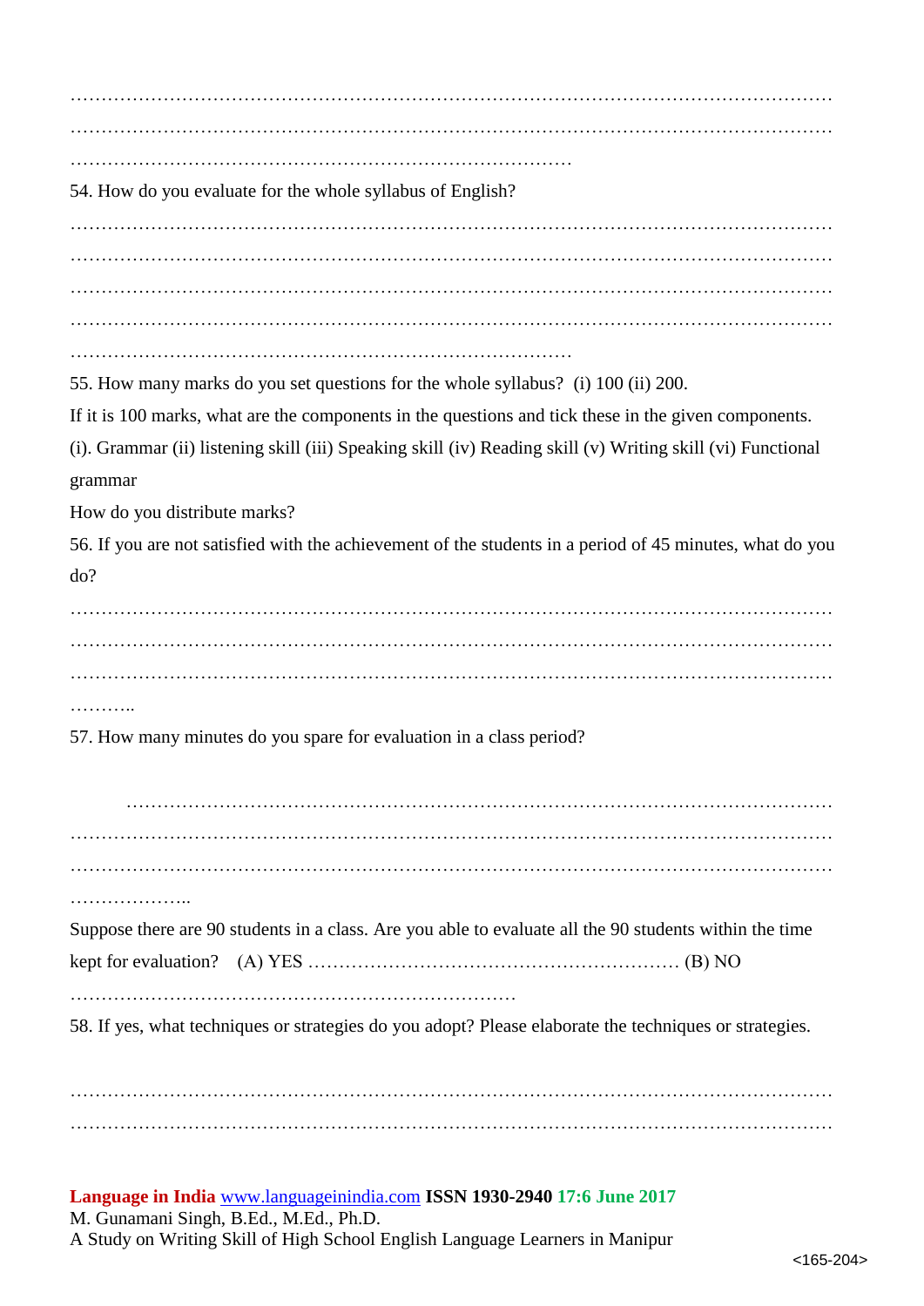…………………………………………………………………………………………………………
…………………………………………………………………………………………………………
………………………………………………………………………

54. How do you evaluate for the whole syllabus of English?

…………………………………………………………………………………………………………
…………………………………………………………………………………………………………
…………………………………………………………………………………………………………
…………………………………………………………………………………………………………
………………………………………………………………………

55. How many marks do you set questions for the whole syllabus? (i) 100 (ii) 200.

If it is 100 marks, what are the components in the questions and tick these in the given components.

(i). Grammar (ii) listening skill (iii) Speaking skill (iv) Reading skill (v) Writing skill (vi) Functional grammar

How do you distribute marks?

56. If you are not satisfied with the achievement of the students in a period of 45 minutes, what do you do?

…………………………………………………………………………………………………………
…………………………………………………………………………………………………………
…………………………………………………………………………………………………………
………..

57. How many minutes do you spare for evaluation in a class period?

…………………………………………………………………………………………………
…………………………………………………………………………………………………………
…………………………………………………………………………………………………………
………………..

Suppose there are 90 students in a class. Are you able to evaluate all the 90 students within the time kept for evaluation? (A) YES …………………………………………………… (B) NO ………………………………………………………………

58. If yes, what techniques or strategies do you adopt? Please elaborate the techniques or strategies.

…………………………………………………………………………………………………………
…………………………………………………………………………………………………………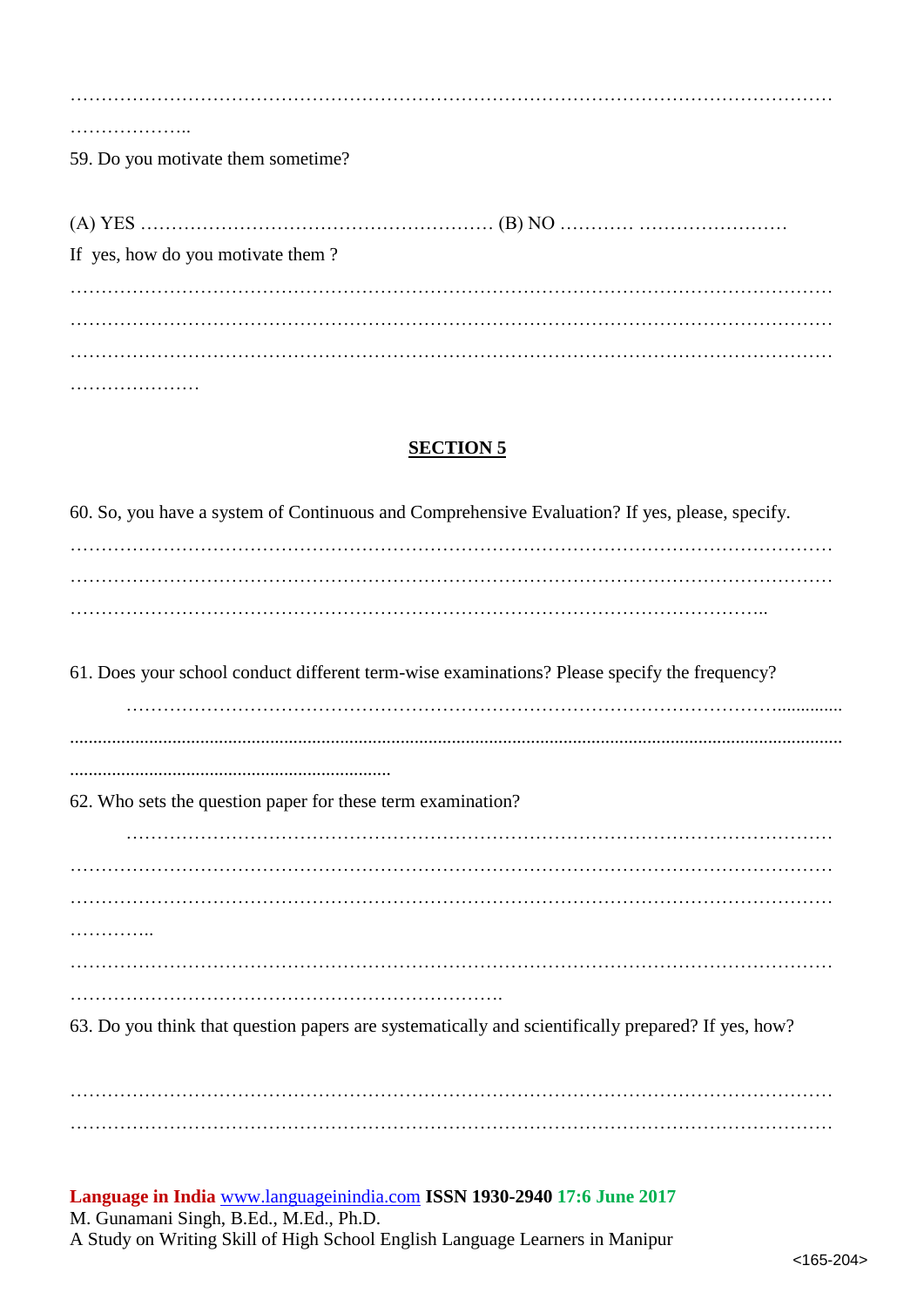………………………………………………………………………………………………………………………………………………………..

59. Do you motivate them sometime?

(A) YES ………………………………………………… (B) NO ………… ……………………

If yes, how do you motivate them ?

………………………………………………………………………………………………………………………………………………………………………………………………………………………………………………………………………………………………………………………………………

## SECTION 5

60. So, you have a system of Continuous and Comprehensive Evaluation? If yes, please, specify.

……………………………………………………………………………………………………………………………………………………………………………………………………………………………………………………………………………………………………………..

61. Does your school conduct different term-wise examinations? Please specify the frequency?

……………………………………………………………………………………………………..............................................................................................................................................................................................................................................

62. Who sets the question paper for these term examination?

………………………………………………………………………………………………………………………………………………………………………………………………………………………………………………………………………………………………………………………………..………………………………………………………………………………………………………………………………………………………………….

63. Do you think that question papers are systematically and scientifically prepared? If yes, how?

……………………………………………………………………………………………………………………………………………………………………………………………………………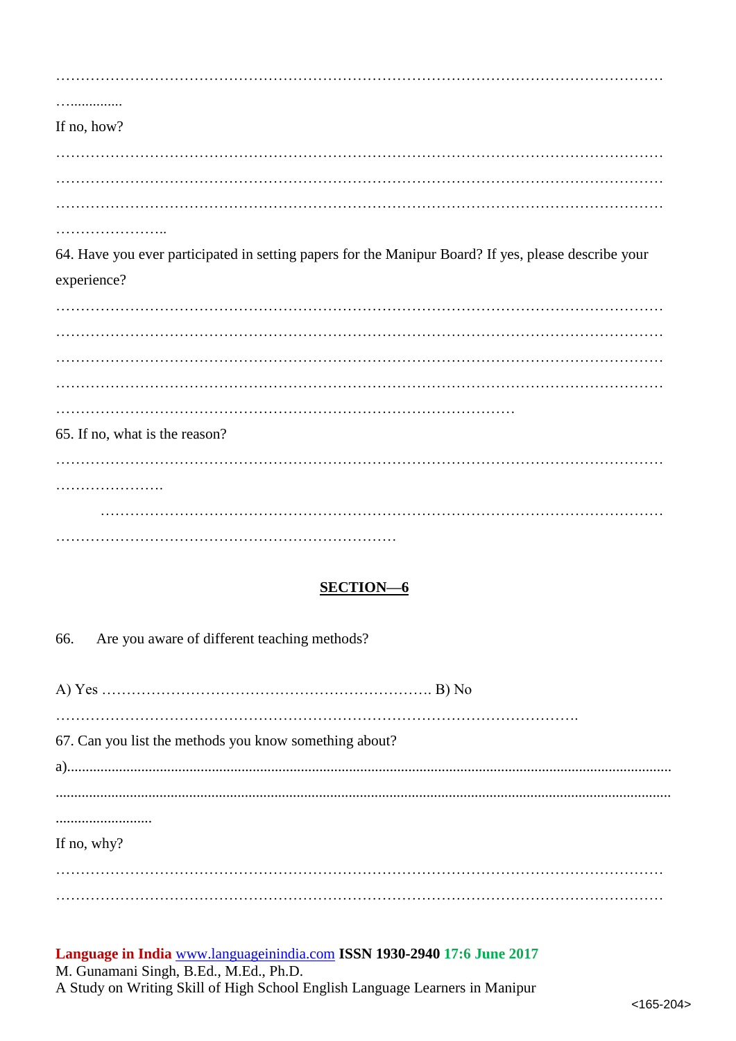…………………………………………………………………………………………………………
…..............

If no, how?

…………………………………………………………………………………………………………
…………………………………………………………………………………………………………
…………………………………………………………………………………………………………
…………………..

64. Have you ever participated in setting papers for the Manipur Board? If yes, please describe your experience?

…………………………………………………………………………………………………………
…………………………………………………………………………………………………………
…………………………………………………………………………………………………………
…………………………………………………………………………………………………………
………………………………………………………………………………………

65. If no, what is the reason?

…………………………………………………………………………………………………………
………………….

…………………………………………………………………………………………………
……………………………………………………………

## SECTION—6

66. Are you aware of different teaching methods?

A) Yes ………………………………………………………… B) No

………………………………………………………………………………………….

67. Can you list the methods you know something about?

a)......................................................................................................................................................
..........................................................................................................................................................
..........................

If no, why?

…………………………………………………………………………………………………………
…………………………………………………………………………………………………………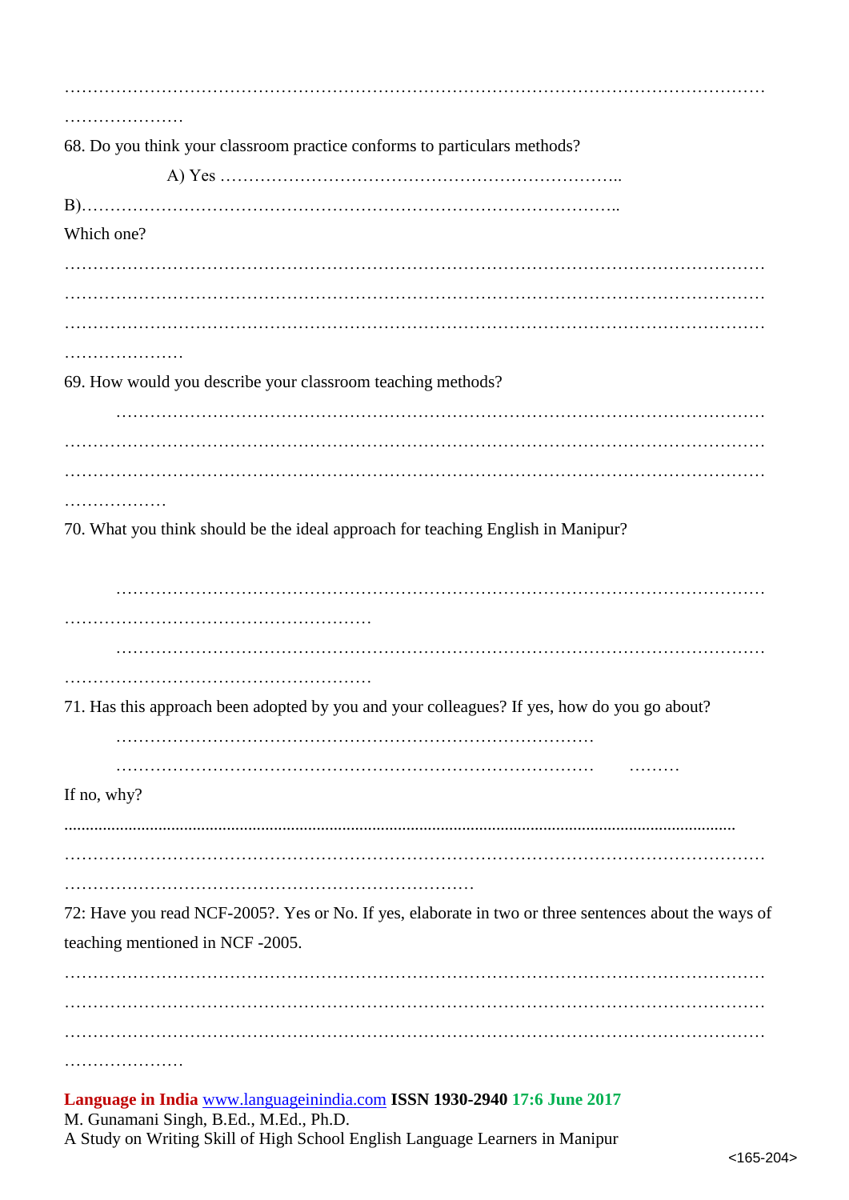…………………………………………………………………………………………………………
…………………

68. Do you think your classroom practice conforms to particulars methods?

A) Yes ……………………………………………………………..

B)………………………………………………………………………………..

Which one?

…………………………………………………………………………………………………………
…………………………………………………………………………………………………………
…………………………………………………………………………………………………………
…………………

69. How would you describe your classroom teaching methods?

……………………………………………………………………………………………………
…………………………………………………………………………………………………………
…………………………………………………………………………………………………………
………………

70. What you think should be the ideal approach for teaching English in Manipur?

……………………………………………………………………………………………………
………………………………………………

……………………………………………………………………………………………………
………………………………………………

71. Has this approach been adopted by you and your colleagues? If yes, how do you go about?

…………………………………………………………………………

………………………………………………………………………… ………

If no, why?

................................................................................................................................................................
…………………………………………………………………………………………………………
………………………………………………………………

72: Have you read NCF-2005?. Yes or No. If yes, elaborate in two or three sentences about the ways of teaching mentioned in NCF -2005.

…………………………………………………………………………………………………………
…………………………………………………………………………………………………………
…………………………………………………………………………………………………………
…………………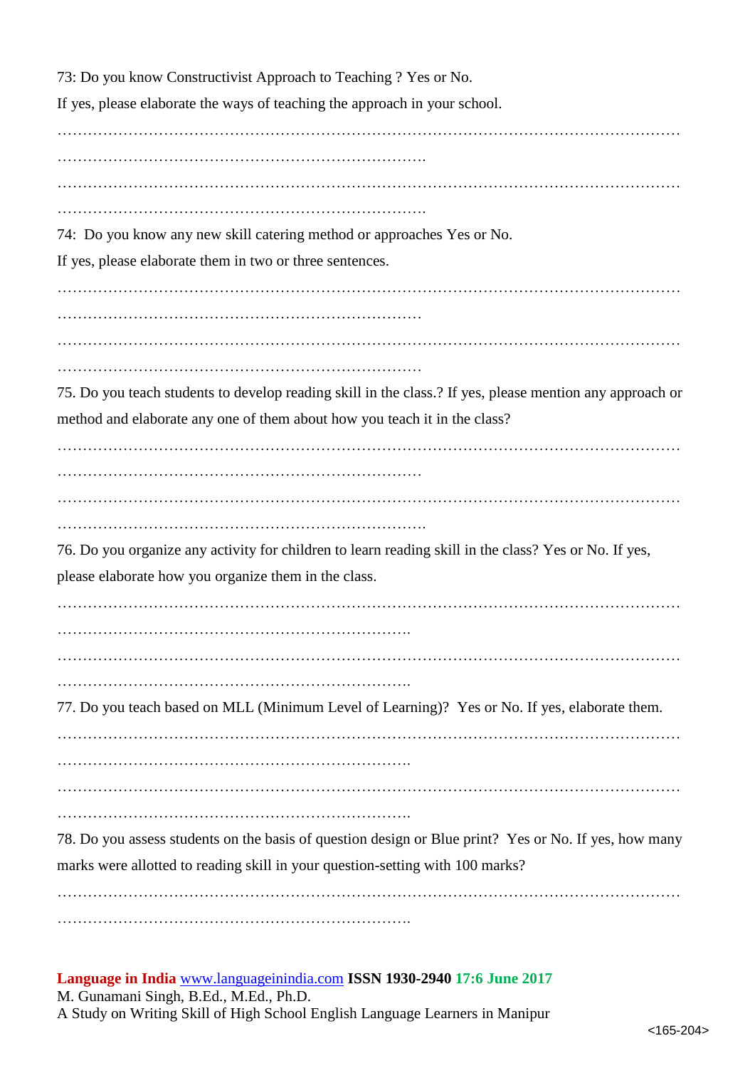73: Do you know Constructivist Approach to Teaching ? Yes or No.

If yes, please elaborate the ways of teaching the approach in your school.

…………………………………………………………………………………………………………
……………………………………………………………….

…………………………………………………………………………………………………………
……………………………………………………………….

74: Do you know any new skill catering method or approaches Yes or No.

If yes, please elaborate them in two or three sentences.

…………………………………………………………………………………………………………
………………………………………………………………

…………………………………………………………………………………………………………
………………………………………………………………

75. Do you teach students to develop reading skill in the class.? If yes, please mention any approach or method and elaborate any one of them about how you teach it in the class?

…………………………………………………………………………………………………………
………………………………………………………………

…………………………………………………………………………………………………………
……………………………………………………………….

76. Do you organize any activity for children to learn reading skill in the class? Yes or No. If yes, please elaborate how you organize them in the class.

…………………………………………………………………………………………………………
…………………………………………………………….

…………………………………………………………………………………………………………
…………………………………………………………….

77. Do you teach based on MLL (Minimum Level of Learning)? Yes or No. If yes, elaborate them.

…………………………………………………………………………………………………………
…………………………………………………………….

…………………………………………………………………………………………………………
…………………………………………………………….

78. Do you assess students on the basis of question design or Blue print? Yes or No. If yes, how many marks were allotted to reading skill in your question-setting with 100 marks?

…………………………………………………………………………………………………………
…………………………………………………………….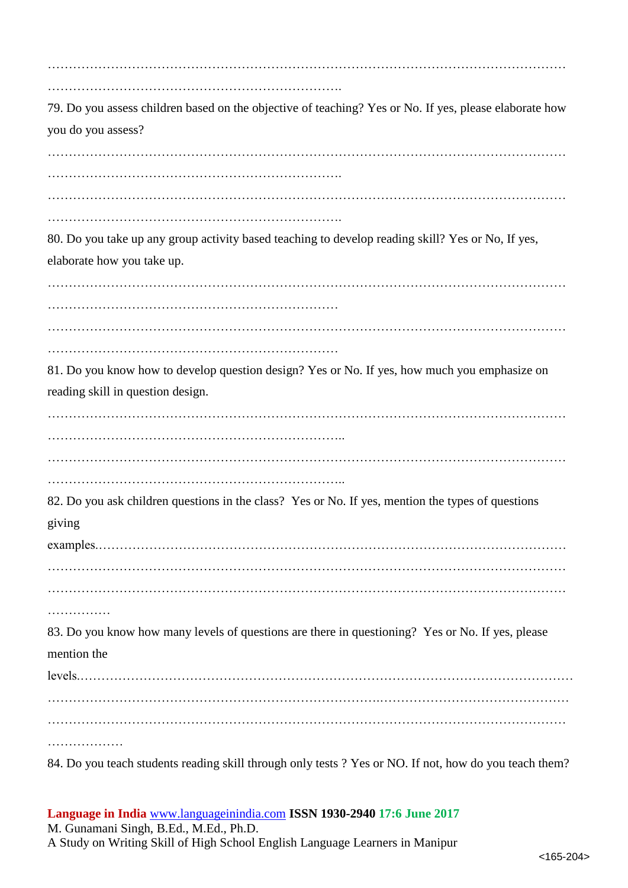…………………………………………………………………………………………………………
…………………………………………………………….

79. Do you assess children based on the objective of teaching? Yes or No. If yes, please elaborate how you do you assess?

…………………………………………………………………………………………………………
…………………………………………………………….
…………………………………………………………………………………………………………
…………………………………………………………….

80. Do you take up any group activity based teaching to develop reading skill? Yes or No, If yes, elaborate how you take up.

…………………………………………………………………………………………………………
……………………………………………………………
…………………………………………………………………………………………………………
……………………………………………………………

81. Do you know how to develop question design? Yes or No. If yes, how much you emphasize on reading skill in question design.

…………………………………………………………………………………………………………
……………………………………………………………..
…………………………………………………………………………………………………………
……………………………………………………………..

82. Do you ask children questions in the class? Yes or No. If yes, mention the types of questions giving examples…………………………………………………………………………………………
…………………………………………………………………………………………………………
…………………………………………………………………………………………………………
……………

83. Do you know how many levels of questions are there in questioning? Yes or No. If yes, please mention the levels……………………………………………………………………………………………
…………………………………………………………………………………………………………
…………………………………………………………………………………………………………
………………

84. Do you teach students reading skill through only tests ? Yes or NO. If not, how do you teach them?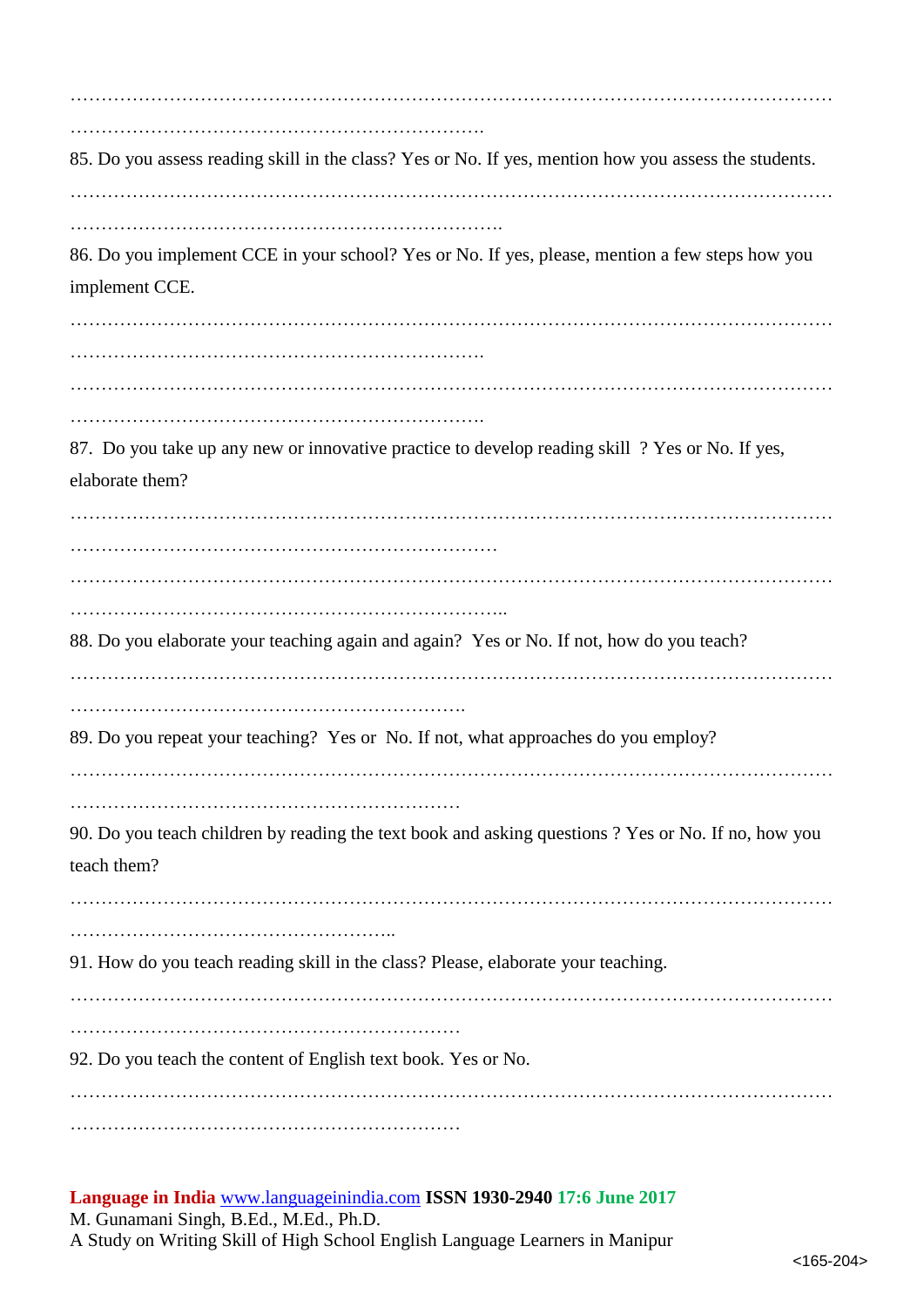…………………………………………………………………………………………………………
………………………………………………………….

85. Do you assess reading skill in the class? Yes or No. If yes, mention how you assess the students.

…………………………………………………………………………………………………………
…………………………………………………………….

86. Do you implement CCE in your school? Yes or No. If yes, please, mention a few steps how you implement CCE.

…………………………………………………………………………………………………………
………………………………………………………….

…………………………………………………………………………………………………………
………………………………………………………….

87. Do you take up any new or innovative practice to develop reading skill ? Yes or No. If yes, elaborate them?

…………………………………………………………………………………………………………
……………………………………………………………

…………………………………………………………………………………………………………
……………………………………………………………..

88. Do you elaborate your teaching again and again? Yes or No. If not, how do you teach?

…………………………………………………………………………………………………………
……………………………………………………….

89. Do you repeat your teaching? Yes or No. If not, what approaches do you employ?

…………………………………………………………………………………………………………
………………………………………………………

90. Do you teach children by reading the text book and asking questions ? Yes or No. If no, how you teach them?

…………………………………………………………………………………………………………
…………………………………………..

91. How do you teach reading skill in the class? Please, elaborate your teaching.

…………………………………………………………………………………………………………
………………………………………………………

92. Do you teach the content of English text book. Yes or No.

…………………………………………………………………………………………………………
………………………………………………………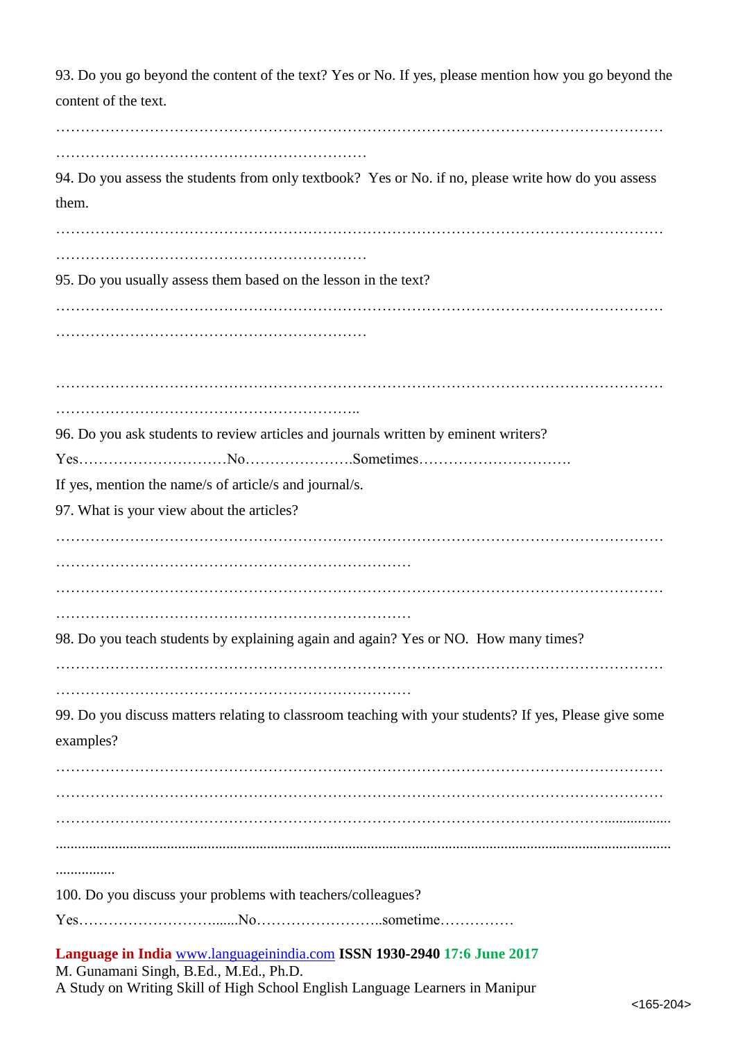93. Do you go beyond the content of the text? Yes or No. If yes, please mention how you go beyond the content of the text.

…………………………………………………………………………………………………………
………………………………………………………

94. Do you assess the students from only textbook? Yes or No. if no, please write how do you assess them.

…………………………………………………………………………………………………………
………………………………………………………

95. Do you usually assess them based on the lesson in the text?

…………………………………………………………………………………………………………
………………………………………………………

…………………………………………………………………………………………………………
……………………………………………………..

96. Do you ask students to review articles and journals written by eminent writers?

Yes…………………………No………………….Sometimes………………………….

If yes, mention the name/s of article/s and journal/s.

97. What is your view about the articles?

…………………………………………………………………………………………………………
……………………………………………………………

…………………………………………………………………………………………………………
……………………………………………………………

98. Do you teach students by explaining again and again? Yes or NO. How many times?

…………………………………………………………………………………………………………
……………………………………………………………

99. Do you discuss matters relating to classroom teaching with your students? If yes, Please give some examples?

…………………………………………………………………………………………………………
…………………………………………………………………………………………………………
…………………………………………………………………………………………………………..................
......................................................................................................................................................................
................

100. Do you discuss your problems with teachers/colleagues?

Yes……………………….......No……………………..sometime……………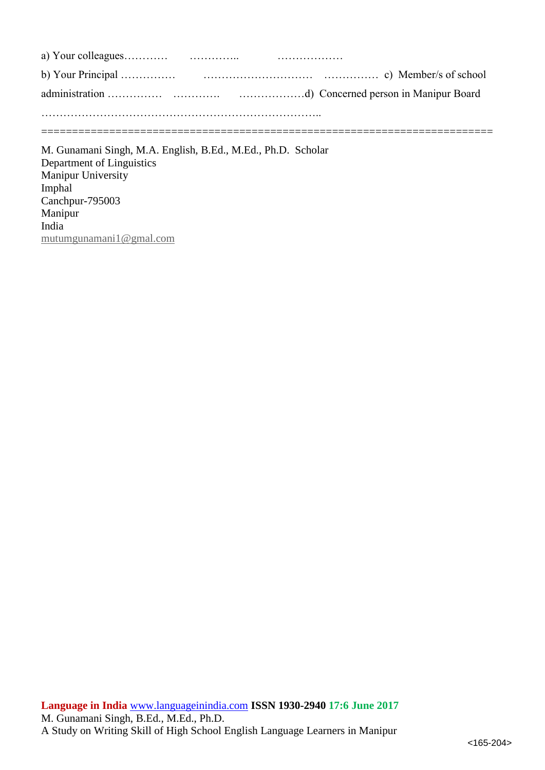a) Your colleagues………… ………….. ………………

b) Your Principal …………… ………………………… …………… c) Member/s of school administration …………… …………. ………………d) Concerned person in Manipur Board …………………………………………………………………..

==========================================================================

M. Gunamani Singh, M.A. English, B.Ed., M.Ed., Ph.D. Scholar
Department of Linguistics
Manipur University
Imphal
Canchpur-795003
Manipur
India
mutumgunamani1@gmal.com